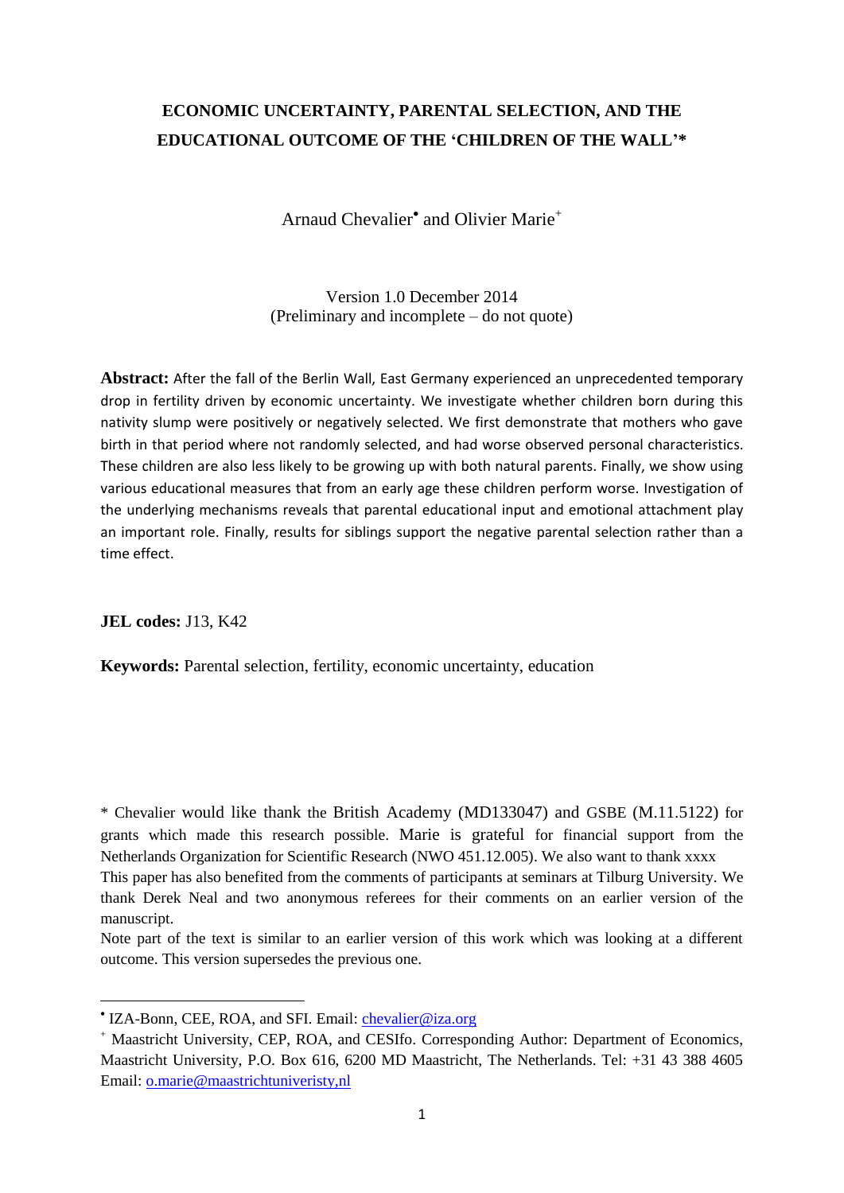# ECONOMIC UNCERTAINTY, PARENTAL SELECTION, AND THE EDUCATIONAL OUTCOME OF THE 'CHILDREN OF THE WALL'*

Arnaud Chevalier[•] and Olivier Marie[+]

Version 1.0 December 2014
(Preliminary and incomplete – do not quote)

**Abstract:** After the fall of the Berlin Wall, East Germany experienced an unprecedented temporary drop in fertility driven by economic uncertainty. We investigate whether children born during this nativity slump were positively or negatively selected. We first demonstrate that mothers who gave birth in that period where not randomly selected, and had worse observed personal characteristics. These children are also less likely to be growing up with both natural parents. Finally, we show using various educational measures that from an early age these children perform worse. Investigation of the underlying mechanisms reveals that parental educational input and emotional attachment play an important role. Finally, results for siblings support the negative parental selection rather than a time effect.

**JEL codes:** J13, K42

**Keywords:** Parental selection, fertility, economic uncertainty, education

\* Chevalier would like thank the British Academy (MD133047) and GSBE (M.11.5122) for grants which made this research possible. Marie is grateful for financial support from the Netherlands Organization for Scientific Research (NWO 451.12.005). We also want to thank xxxx This paper has also benefited from the comments of participants at seminars at Tilburg University. We thank Derek Neal and two anonymous referees for their comments on an earlier version of the manuscript.
Note part of the text is similar to an earlier version of this work which was looking at a different outcome. This version supersedes the previous one.

[•] IZA-Bonn, CEE, ROA, and SFI. Email: chevalier@iza.org

[+] Maastricht University, CEP, ROA, and CESIfo. Corresponding Author: Department of Economics, Maastricht University, P.O. Box 616, 6200 MD Maastricht, The Netherlands. Tel: +31 43 388 4605 Email: o.marie@maastrichtuniveristy,nl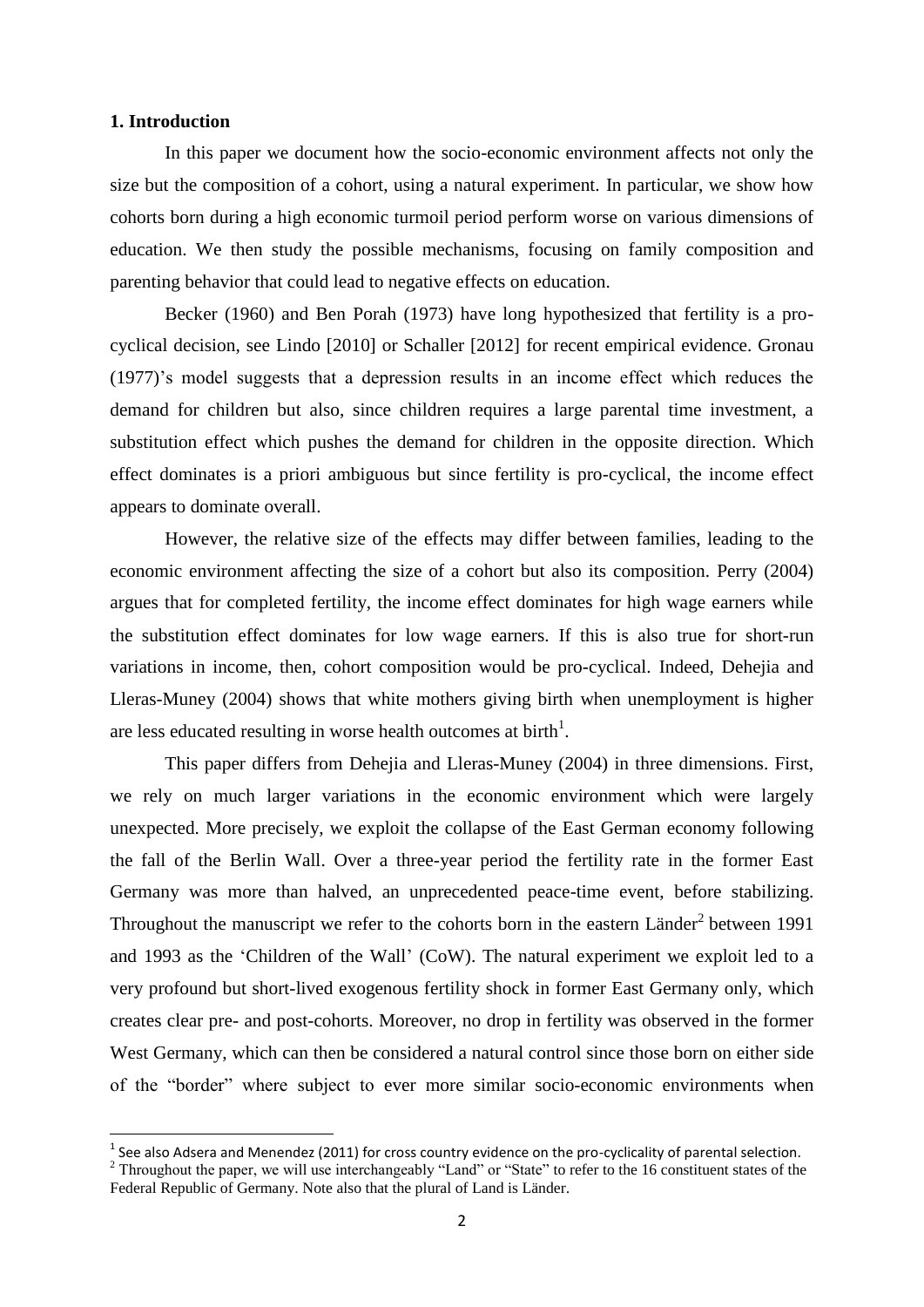## 1. Introduction

In this paper we document how the socio-economic environment affects not only the size but the composition of a cohort, using a natural experiment. In particular, we show how cohorts born during a high economic turmoil period perform worse on various dimensions of education. We then study the possible mechanisms, focusing on family composition and parenting behavior that could lead to negative effects on education.

Becker (1960) and Ben Porah (1973) have long hypothesized that fertility is a pro-cyclical decision, see Lindo [2010] or Schaller [2012] for recent empirical evidence. Gronau (1977)'s model suggests that a depression results in an income effect which reduces the demand for children but also, since children requires a large parental time investment, a substitution effect which pushes the demand for children in the opposite direction. Which effect dominates is a priori ambiguous but since fertility is pro-cyclical, the income effect appears to dominate overall.

However, the relative size of the effects may differ between families, leading to the economic environment affecting the size of a cohort but also its composition. Perry (2004) argues that for completed fertility, the income effect dominates for high wage earners while the substitution effect dominates for low wage earners. If this is also true for short-run variations in income, then, cohort composition would be pro-cyclical. Indeed, Dehejia and Lleras-Muney (2004) shows that white mothers giving birth when unemployment is higher are less educated resulting in worse health outcomes at birth[1].

This paper differs from Dehejia and Lleras-Muney (2004) in three dimensions. First, we rely on much larger variations in the economic environment which were largely unexpected. More precisely, we exploit the collapse of the East German economy following the fall of the Berlin Wall. Over a three-year period the fertility rate in the former East Germany was more than halved, an unprecedented peace-time event, before stabilizing. Throughout the manuscript we refer to the cohorts born in the eastern Länder[2] between 1991 and 1993 as the 'Children of the Wall' (CoW). The natural experiment we exploit led to a very profound but short-lived exogenous fertility shock in former East Germany only, which creates clear pre- and post-cohorts. Moreover, no drop in fertility was observed in the former West Germany, which can then be considered a natural control since those born on either side of the "border" where subject to ever more similar socio-economic environments when

[1] See also Adsera and Menendez (2011) for cross country evidence on the pro-cyclicality of parental selection.

[2] Throughout the paper, we will use interchangeably "Land" or "State" to refer to the 16 constituent states of the Federal Republic of Germany. Note also that the plural of Land is Länder.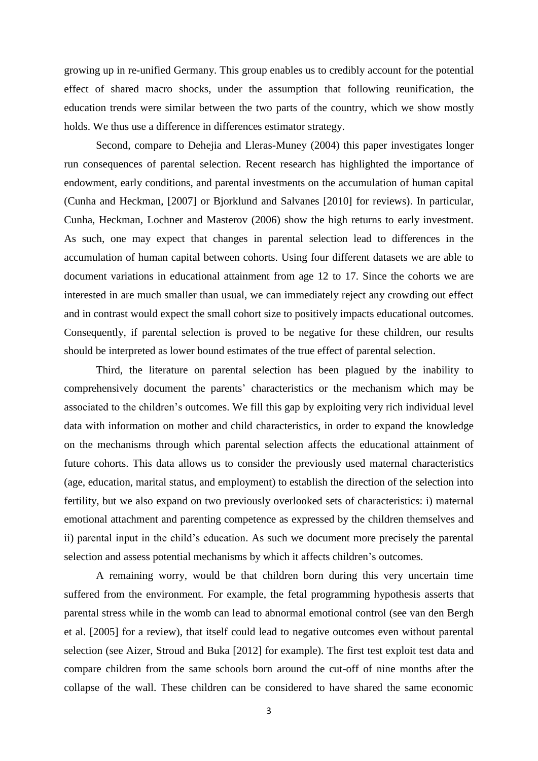growing up in re-unified Germany. This group enables us to credibly account for the potential effect of shared macro shocks, under the assumption that following reunification, the education trends were similar between the two parts of the country, which we show mostly holds. We thus use a difference in differences estimator strategy.

Second, compare to Dehejia and Lleras-Muney (2004) this paper investigates longer run consequences of parental selection. Recent research has highlighted the importance of endowment, early conditions, and parental investments on the accumulation of human capital (Cunha and Heckman, [2007] or Bjorklund and Salvanes [2010] for reviews). In particular, Cunha, Heckman, Lochner and Masterov (2006) show the high returns to early investment. As such, one may expect that changes in parental selection lead to differences in the accumulation of human capital between cohorts. Using four different datasets we are able to document variations in educational attainment from age 12 to 17. Since the cohorts we are interested in are much smaller than usual, we can immediately reject any crowding out effect and in contrast would expect the small cohort size to positively impacts educational outcomes. Consequently, if parental selection is proved to be negative for these children, our results should be interpreted as lower bound estimates of the true effect of parental selection.

Third, the literature on parental selection has been plagued by the inability to comprehensively document the parents' characteristics or the mechanism which may be associated to the children's outcomes. We fill this gap by exploiting very rich individual level data with information on mother and child characteristics, in order to expand the knowledge on the mechanisms through which parental selection affects the educational attainment of future cohorts. This data allows us to consider the previously used maternal characteristics (age, education, marital status, and employment) to establish the direction of the selection into fertility, but we also expand on two previously overlooked sets of characteristics: i) maternal emotional attachment and parenting competence as expressed by the children themselves and ii) parental input in the child's education. As such we document more precisely the parental selection and assess potential mechanisms by which it affects children's outcomes.

A remaining worry, would be that children born during this very uncertain time suffered from the environment. For example, the fetal programming hypothesis asserts that parental stress while in the womb can lead to abnormal emotional control (see van den Bergh et al. [2005] for a review), that itself could lead to negative outcomes even without parental selection (see Aizer, Stroud and Buka [2012] for example). The first test exploit test data and compare children from the same schools born around the cut-off of nine months after the collapse of the wall. These children can be considered to have shared the same economic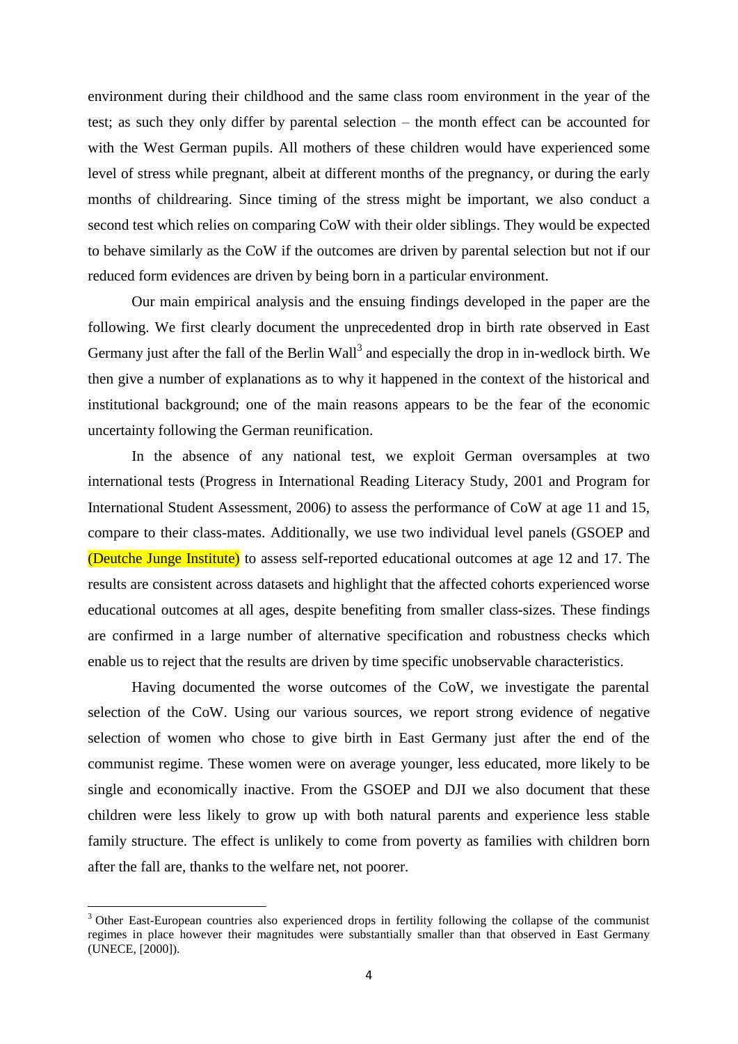environment during their childhood and the same class room environment in the year of the test; as such they only differ by parental selection – the month effect can be accounted for with the West German pupils. All mothers of these children would have experienced some level of stress while pregnant, albeit at different months of the pregnancy, or during the early months of childrearing. Since timing of the stress might be important, we also conduct a second test which relies on comparing CoW with their older siblings. They would be expected to behave similarly as the CoW if the outcomes are driven by parental selection but not if our reduced form evidences are driven by being born in a particular environment.

Our main empirical analysis and the ensuing findings developed in the paper are the following. We first clearly document the unprecedented drop in birth rate observed in East Germany just after the fall of the Berlin Wall[3] and especially the drop in in-wedlock birth. We then give a number of explanations as to why it happened in the context of the historical and institutional background; one of the main reasons appears to be the fear of the economic uncertainty following the German reunification.

In the absence of any national test, we exploit German oversamples at two international tests (Progress in International Reading Literacy Study, 2001 and Program for International Student Assessment, 2006) to assess the performance of CoW at age 11 and 15, compare to their class-mates. Additionally, we use two individual level panels (GSOEP and (Deutche Junge Institute) to assess self-reported educational outcomes at age 12 and 17. The results are consistent across datasets and highlight that the affected cohorts experienced worse educational outcomes at all ages, despite benefiting from smaller class-sizes. These findings are confirmed in a large number of alternative specification and robustness checks which enable us to reject that the results are driven by time specific unobservable characteristics.

Having documented the worse outcomes of the CoW, we investigate the parental selection of the CoW. Using our various sources, we report strong evidence of negative selection of women who chose to give birth in East Germany just after the end of the communist regime. These women were on average younger, less educated, more likely to be single and economically inactive. From the GSOEP and DJI we also document that these children were less likely to grow up with both natural parents and experience less stable family structure. The effect is unlikely to come from poverty as families with children born after the fall are, thanks to the welfare net, not poorer.

[3] Other East-European countries also experienced drops in fertility following the collapse of the communist regimes in place however their magnitudes were substantially smaller than that observed in East Germany (UNECE, [2000]).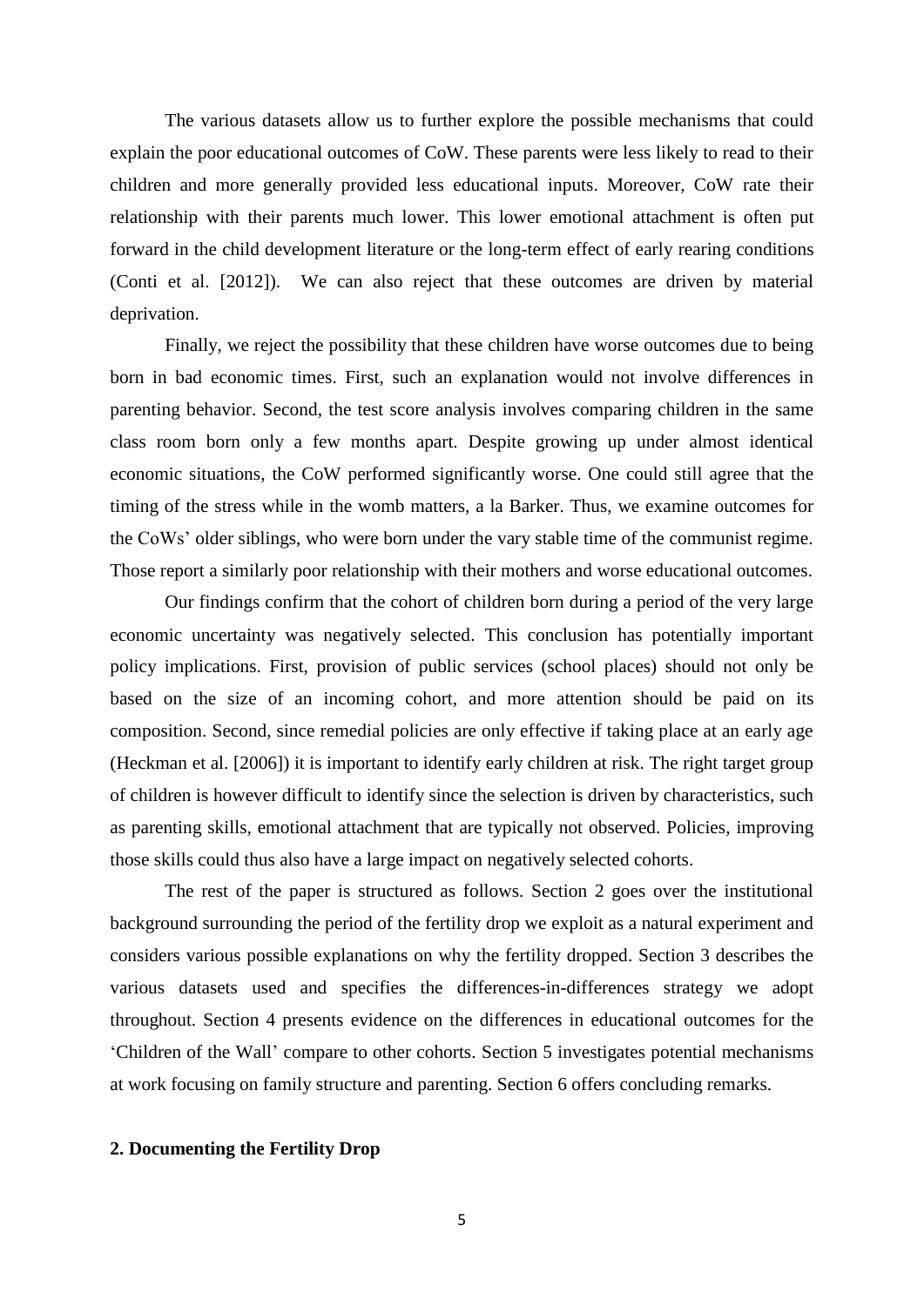The various datasets allow us to further explore the possible mechanisms that could explain the poor educational outcomes of CoW. These parents were less likely to read to their children and more generally provided less educational inputs. Moreover, CoW rate their relationship with their parents much lower. This lower emotional attachment is often put forward in the child development literature or the long-term effect of early rearing conditions (Conti et al. [2012]). We can also reject that these outcomes are driven by material deprivation.

Finally, we reject the possibility that these children have worse outcomes due to being born in bad economic times. First, such an explanation would not involve differences in parenting behavior. Second, the test score analysis involves comparing children in the same class room born only a few months apart. Despite growing up under almost identical economic situations, the CoW performed significantly worse. One could still agree that the timing of the stress while in the womb matters, a la Barker. Thus, we examine outcomes for the CoWs' older siblings, who were born under the vary stable time of the communist regime. Those report a similarly poor relationship with their mothers and worse educational outcomes.

Our findings confirm that the cohort of children born during a period of the very large economic uncertainty was negatively selected. This conclusion has potentially important policy implications. First, provision of public services (school places) should not only be based on the size of an incoming cohort, and more attention should be paid on its composition. Second, since remedial policies are only effective if taking place at an early age (Heckman et al. [2006]) it is important to identify early children at risk. The right target group of children is however difficult to identify since the selection is driven by characteristics, such as parenting skills, emotional attachment that are typically not observed. Policies, improving those skills could thus also have a large impact on negatively selected cohorts.

The rest of the paper is structured as follows. Section 2 goes over the institutional background surrounding the period of the fertility drop we exploit as a natural experiment and considers various possible explanations on why the fertility dropped. Section 3 describes the various datasets used and specifies the differences-in-differences strategy we adopt throughout. Section 4 presents evidence on the differences in educational outcomes for the 'Children of the Wall' compare to other cohorts. Section 5 investigates potential mechanisms at work focusing on family structure and parenting. Section 6 offers concluding remarks.

## 2. Documenting the Fertility Drop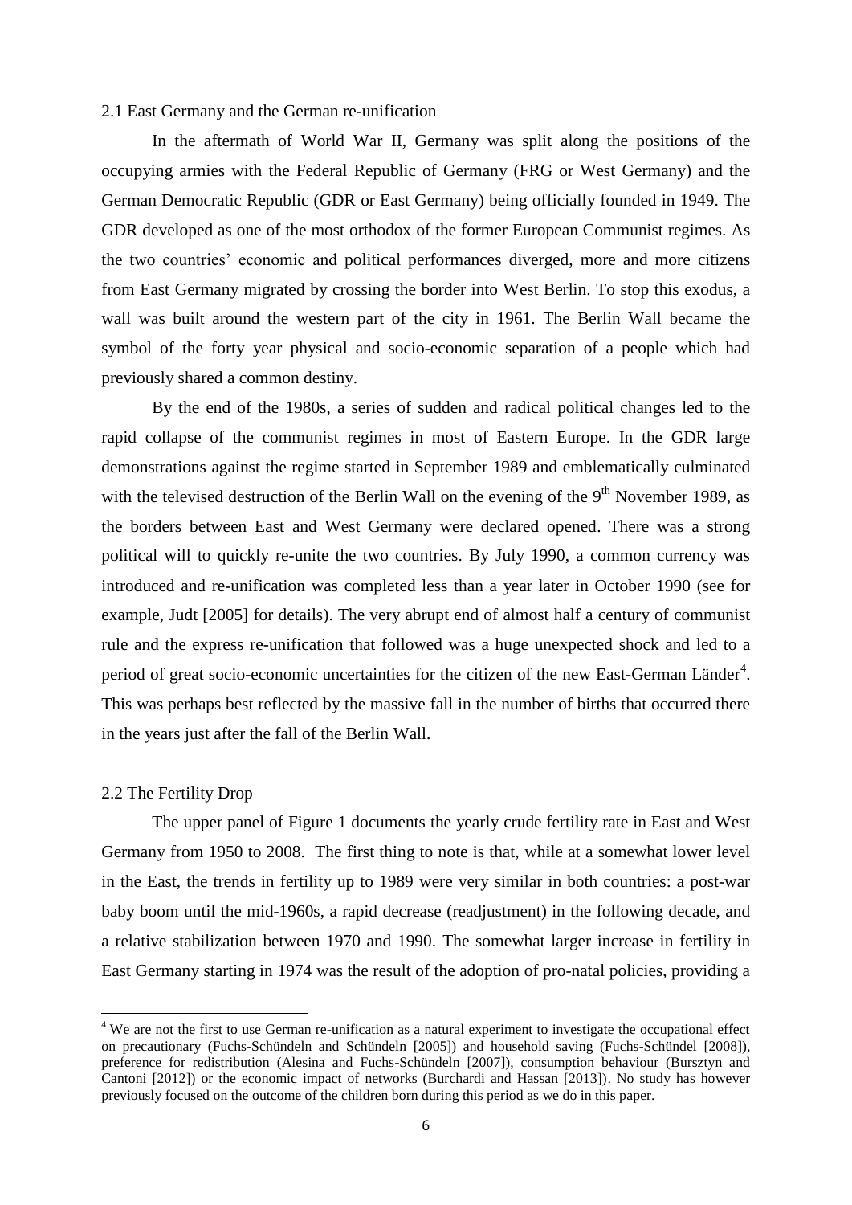### 2.1 East Germany and the German re-unification

In the aftermath of World War II, Germany was split along the positions of the occupying armies with the Federal Republic of Germany (FRG or West Germany) and the German Democratic Republic (GDR or East Germany) being officially founded in 1949. The GDR developed as one of the most orthodox of the former European Communist regimes. As the two countries' economic and political performances diverged, more and more citizens from East Germany migrated by crossing the border into West Berlin. To stop this exodus, a wall was built around the western part of the city in 1961. The Berlin Wall became the symbol of the forty year physical and socio-economic separation of a people which had previously shared a common destiny.

By the end of the 1980s, a series of sudden and radical political changes led to the rapid collapse of the communist regimes in most of Eastern Europe. In the GDR large demonstrations against the regime started in September 1989 and emblematically culminated with the televised destruction of the Berlin Wall on the evening of the 9th November 1989, as the borders between East and West Germany were declared opened. There was a strong political will to quickly re-unite the two countries. By July 1990, a common currency was introduced and re-unification was completed less than a year later in October 1990 (see for example, Judt [2005] for details). The very abrupt end of almost half a century of communist rule and the express re-unification that followed was a huge unexpected shock and led to a period of great socio-economic uncertainties for the citizen of the new East-German Länder[4]. This was perhaps best reflected by the massive fall in the number of births that occurred there in the years just after the fall of the Berlin Wall.

### 2.2 The Fertility Drop

The upper panel of Figure 1 documents the yearly crude fertility rate in East and West Germany from 1950 to 2008. The first thing to note is that, while at a somewhat lower level in the East, the trends in fertility up to 1989 were very similar in both countries: a post-war baby boom until the mid-1960s, a rapid decrease (readjustment) in the following decade, and a relative stabilization between 1970 and 1990. The somewhat larger increase in fertility in East Germany starting in 1974 was the result of the adoption of pro-natal policies, providing a

---

[4] We are not the first to use German re-unification as a natural experiment to investigate the occupational effect on precautionary (Fuchs-Schündeln and Schündeln [2005]) and household saving (Fuchs-Schündel [2008]), preference for redistribution (Alesina and Fuchs-Schündeln [2007]), consumption behaviour (Bursztyn and Cantoni [2012]) or the economic impact of networks (Burchardi and Hassan [2013]). No study has however previously focused on the outcome of the children born during this period as we do in this paper.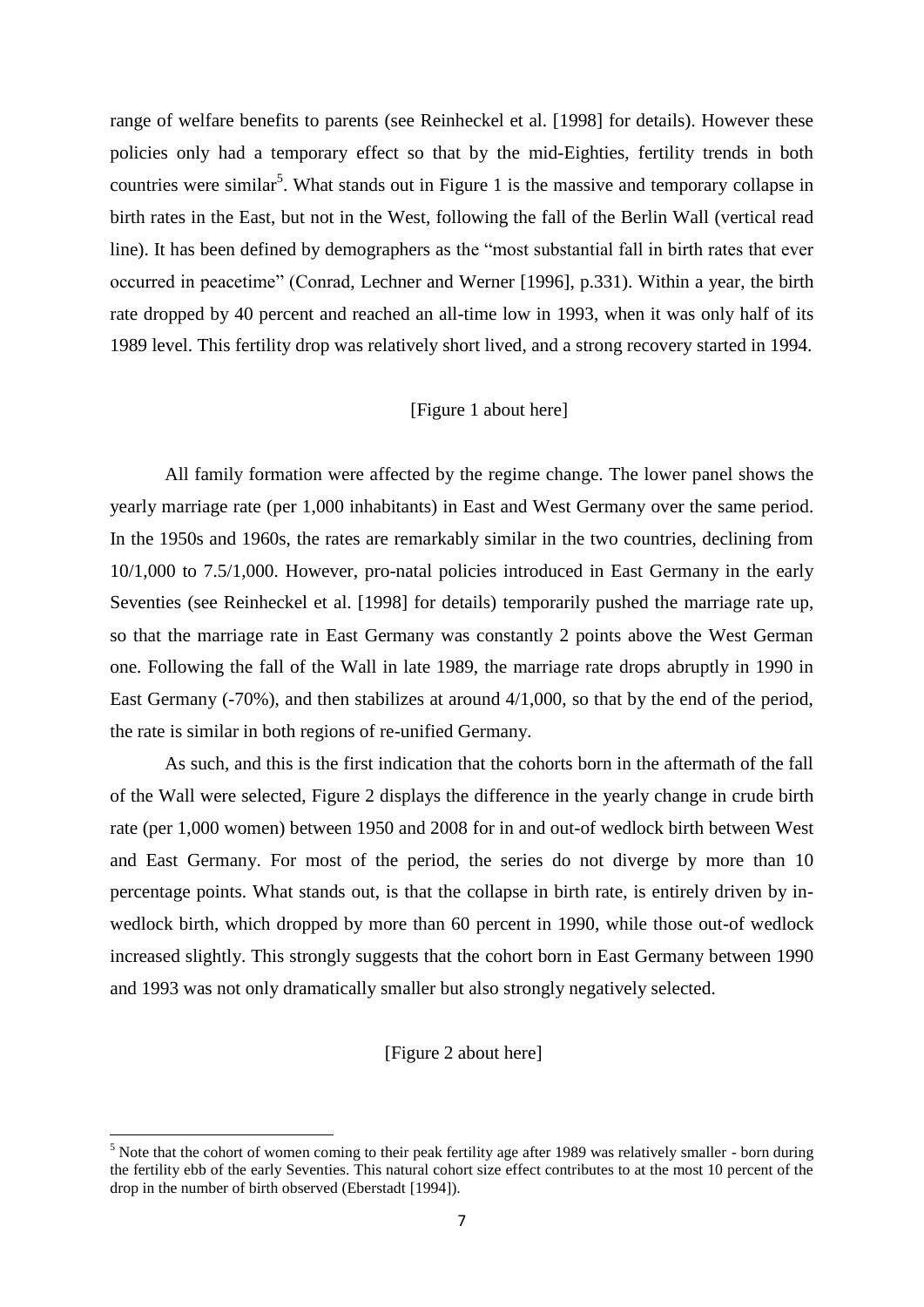range of welfare benefits to parents (see Reinheckel et al. [1998] for details). However these policies only had a temporary effect so that by the mid-Eighties, fertility trends in both countries were similar[5]. What stands out in Figure 1 is the massive and temporary collapse in birth rates in the East, but not in the West, following the fall of the Berlin Wall (vertical read line). It has been defined by demographers as the "most substantial fall in birth rates that ever occurred in peacetime" (Conrad, Lechner and Werner [1996], p.331). Within a year, the birth rate dropped by 40 percent and reached an all-time low in 1993, when it was only half of its 1989 level. This fertility drop was relatively short lived, and a strong recovery started in 1994.

[Figure 1 about here]

All family formation were affected by the regime change. The lower panel shows the yearly marriage rate (per 1,000 inhabitants) in East and West Germany over the same period. In the 1950s and 1960s, the rates are remarkably similar in the two countries, declining from 10/1,000 to 7.5/1,000. However, pro-natal policies introduced in East Germany in the early Seventies (see Reinheckel et al. [1998] for details) temporarily pushed the marriage rate up, so that the marriage rate in East Germany was constantly 2 points above the West German one. Following the fall of the Wall in late 1989, the marriage rate drops abruptly in 1990 in East Germany (-70%), and then stabilizes at around 4/1,000, so that by the end of the period, the rate is similar in both regions of re-unified Germany.

As such, and this is the first indication that the cohorts born in the aftermath of the fall of the Wall were selected, Figure 2 displays the difference in the yearly change in crude birth rate (per 1,000 women) between 1950 and 2008 for in and out-of wedlock birth between West and East Germany. For most of the period, the series do not diverge by more than 10 percentage points. What stands out, is that the collapse in birth rate, is entirely driven by in-wedlock birth, which dropped by more than 60 percent in 1990, while those out-of wedlock increased slightly. This strongly suggests that the cohort born in East Germany between 1990 and 1993 was not only dramatically smaller but also strongly negatively selected.

[Figure 2 about here]

[5] Note that the cohort of women coming to their peak fertility age after 1989 was relatively smaller - born during the fertility ebb of the early Seventies. This natural cohort size effect contributes to at the most 10 percent of the drop in the number of birth observed (Eberstadt [1994]).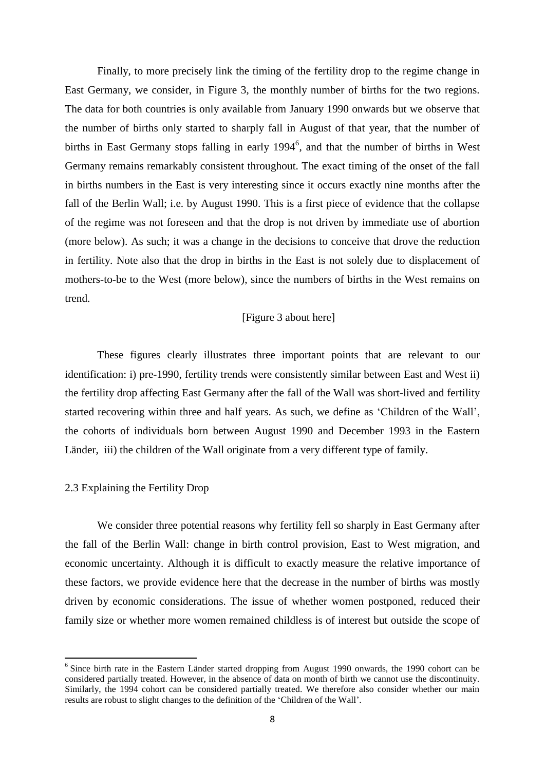Finally, to more precisely link the timing of the fertility drop to the regime change in East Germany, we consider, in Figure 3, the monthly number of births for the two regions. The data for both countries is only available from January 1990 onwards but we observe that the number of births only started to sharply fall in August of that year, that the number of births in East Germany stops falling in early 1994[6], and that the number of births in West Germany remains remarkably consistent throughout. The exact timing of the onset of the fall in births numbers in the East is very interesting since it occurs exactly nine months after the fall of the Berlin Wall; i.e. by August 1990. This is a first piece of evidence that the collapse of the regime was not foreseen and that the drop is not driven by immediate use of abortion (more below). As such; it was a change in the decisions to conceive that drove the reduction in fertility. Note also that the drop in births in the East is not solely due to displacement of mothers-to-be to the West (more below), since the numbers of births in the West remains on trend.

[Figure 3 about here]

These figures clearly illustrates three important points that are relevant to our identification: i) pre-1990, fertility trends were consistently similar between East and West ii) the fertility drop affecting East Germany after the fall of the Wall was short-lived and fertility started recovering within three and half years. As such, we define as 'Children of the Wall', the cohorts of individuals born between August 1990 and December 1993 in the Eastern Länder, iii) the children of the Wall originate from a very different type of family.

## 2.3 Explaining the Fertility Drop

We consider three potential reasons why fertility fell so sharply in East Germany after the fall of the Berlin Wall: change in birth control provision, East to West migration, and economic uncertainty. Although it is difficult to exactly measure the relative importance of these factors, we provide evidence here that the decrease in the number of births was mostly driven by economic considerations. The issue of whether women postponed, reduced their family size or whether more women remained childless is of interest but outside the scope of

[6] Since birth rate in the Eastern Länder started dropping from August 1990 onwards, the 1990 cohort can be considered partially treated. However, in the absence of data on month of birth we cannot use the discontinuity. Similarly, the 1994 cohort can be considered partially treated. We therefore also consider whether our main results are robust to slight changes to the definition of the 'Children of the Wall'.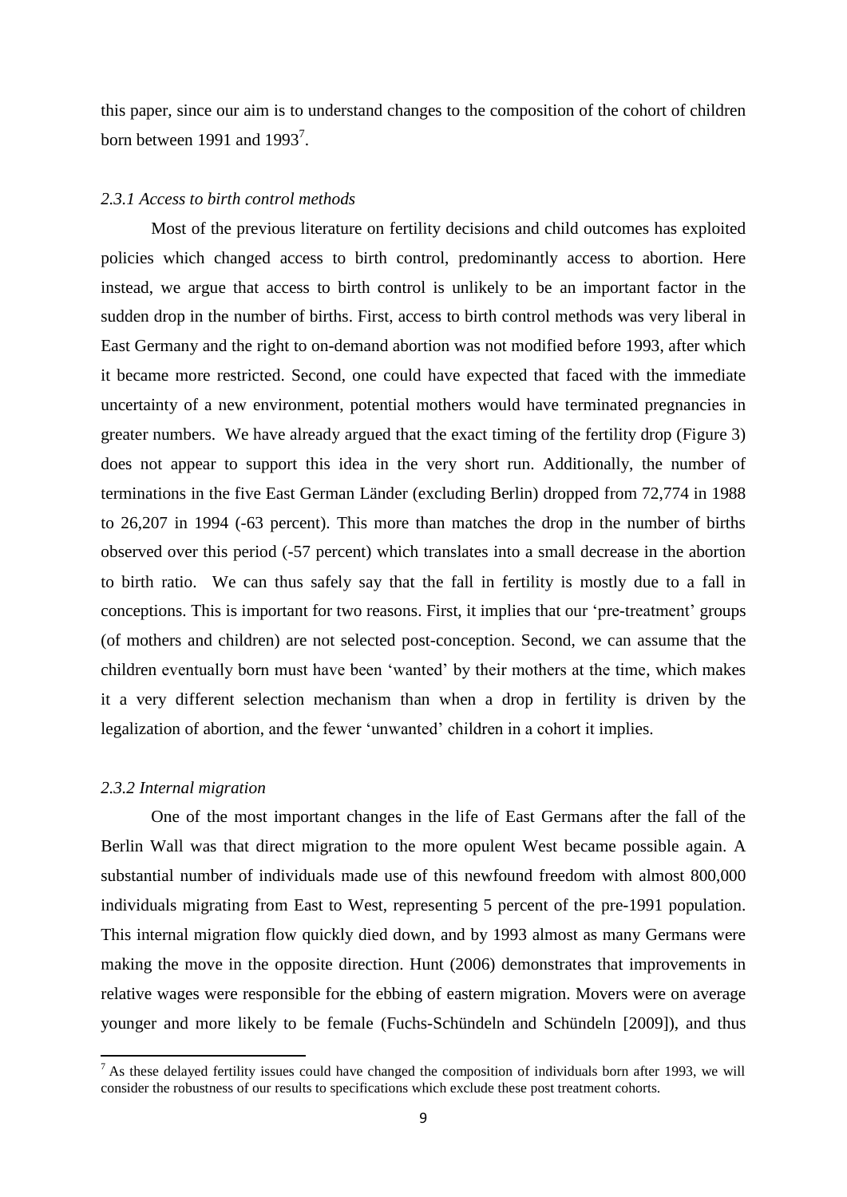this paper, since our aim is to understand changes to the composition of the cohort of children born between 1991 and 1993[7].

### *2.3.1 Access to birth control methods*

Most of the previous literature on fertility decisions and child outcomes has exploited policies which changed access to birth control, predominantly access to abortion. Here instead, we argue that access to birth control is unlikely to be an important factor in the sudden drop in the number of births. First, access to birth control methods was very liberal in East Germany and the right to on-demand abortion was not modified before 1993, after which it became more restricted. Second, one could have expected that faced with the immediate uncertainty of a new environment, potential mothers would have terminated pregnancies in greater numbers. We have already argued that the exact timing of the fertility drop (Figure 3) does not appear to support this idea in the very short run. Additionally, the number of terminations in the five East German Länder (excluding Berlin) dropped from 72,774 in 1988 to 26,207 in 1994 (-63 percent). This more than matches the drop in the number of births observed over this period (-57 percent) which translates into a small decrease in the abortion to birth ratio. We can thus safely say that the fall in fertility is mostly due to a fall in conceptions. This is important for two reasons. First, it implies that our 'pre-treatment' groups (of mothers and children) are not selected post-conception. Second, we can assume that the children eventually born must have been 'wanted' by their mothers at the time, which makes it a very different selection mechanism than when a drop in fertility is driven by the legalization of abortion, and the fewer 'unwanted' children in a cohort it implies.

### *2.3.2 Internal migration*

One of the most important changes in the life of East Germans after the fall of the Berlin Wall was that direct migration to the more opulent West became possible again. A substantial number of individuals made use of this newfound freedom with almost 800,000 individuals migrating from East to West, representing 5 percent of the pre-1991 population. This internal migration flow quickly died down, and by 1993 almost as many Germans were making the move in the opposite direction. Hunt (2006) demonstrates that improvements in relative wages were responsible for the ebbing of eastern migration. Movers were on average younger and more likely to be female (Fuchs-Schündeln and Schündeln [2009]), and thus

[7] As these delayed fertility issues could have changed the composition of individuals born after 1993, we will consider the robustness of our results to specifications which exclude these post treatment cohorts.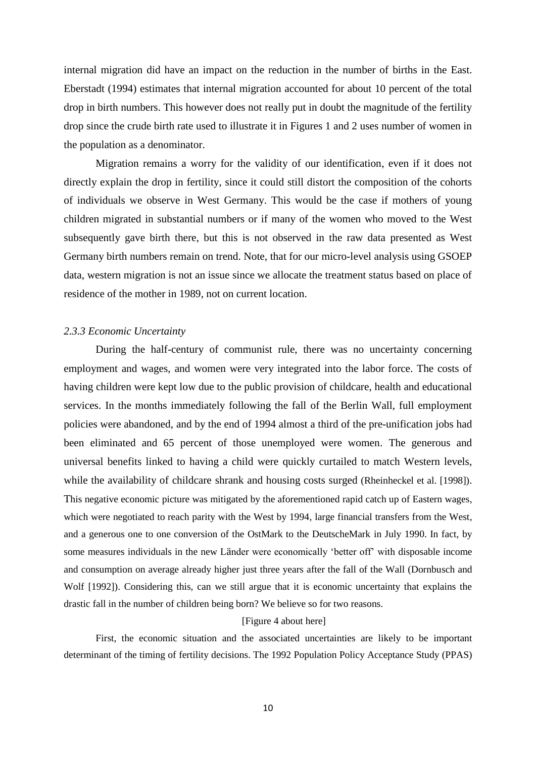internal migration did have an impact on the reduction in the number of births in the East. Eberstadt (1994) estimates that internal migration accounted for about 10 percent of the total drop in birth numbers. This however does not really put in doubt the magnitude of the fertility drop since the crude birth rate used to illustrate it in Figures 1 and 2 uses number of women in the population as a denominator.

Migration remains a worry for the validity of our identification, even if it does not directly explain the drop in fertility, since it could still distort the composition of the cohorts of individuals we observe in West Germany. This would be the case if mothers of young children migrated in substantial numbers or if many of the women who moved to the West subsequently gave birth there, but this is not observed in the raw data presented as West Germany birth numbers remain on trend. Note, that for our micro-level analysis using GSOEP data, western migration is not an issue since we allocate the treatment status based on place of residence of the mother in 1989, not on current location.

### *2.3.3 Economic Uncertainty*

During the half-century of communist rule, there was no uncertainty concerning employment and wages, and women were very integrated into the labor force. The costs of having children were kept low due to the public provision of childcare, health and educational services. In the months immediately following the fall of the Berlin Wall, full employment policies were abandoned, and by the end of 1994 almost a third of the pre-unification jobs had been eliminated and 65 percent of those unemployed were women. The generous and universal benefits linked to having a child were quickly curtailed to match Western levels, while the availability of childcare shrank and housing costs surged (Rheinheckel et al. [1998]). This negative economic picture was mitigated by the aforementioned rapid catch up of Eastern wages, which were negotiated to reach parity with the West by 1994, large financial transfers from the West, and a generous one to one conversion of the OstMark to the DeutscheMark in July 1990. In fact, by some measures individuals in the new Länder were economically 'better off' with disposable income and consumption on average already higher just three years after the fall of the Wall (Dornbusch and Wolf [1992]). Considering this, can we still argue that it is economic uncertainty that explains the drastic fall in the number of children being born? We believe so for two reasons.

[Figure 4 about here]

First, the economic situation and the associated uncertainties are likely to be important determinant of the timing of fertility decisions. The 1992 Population Policy Acceptance Study (PPAS)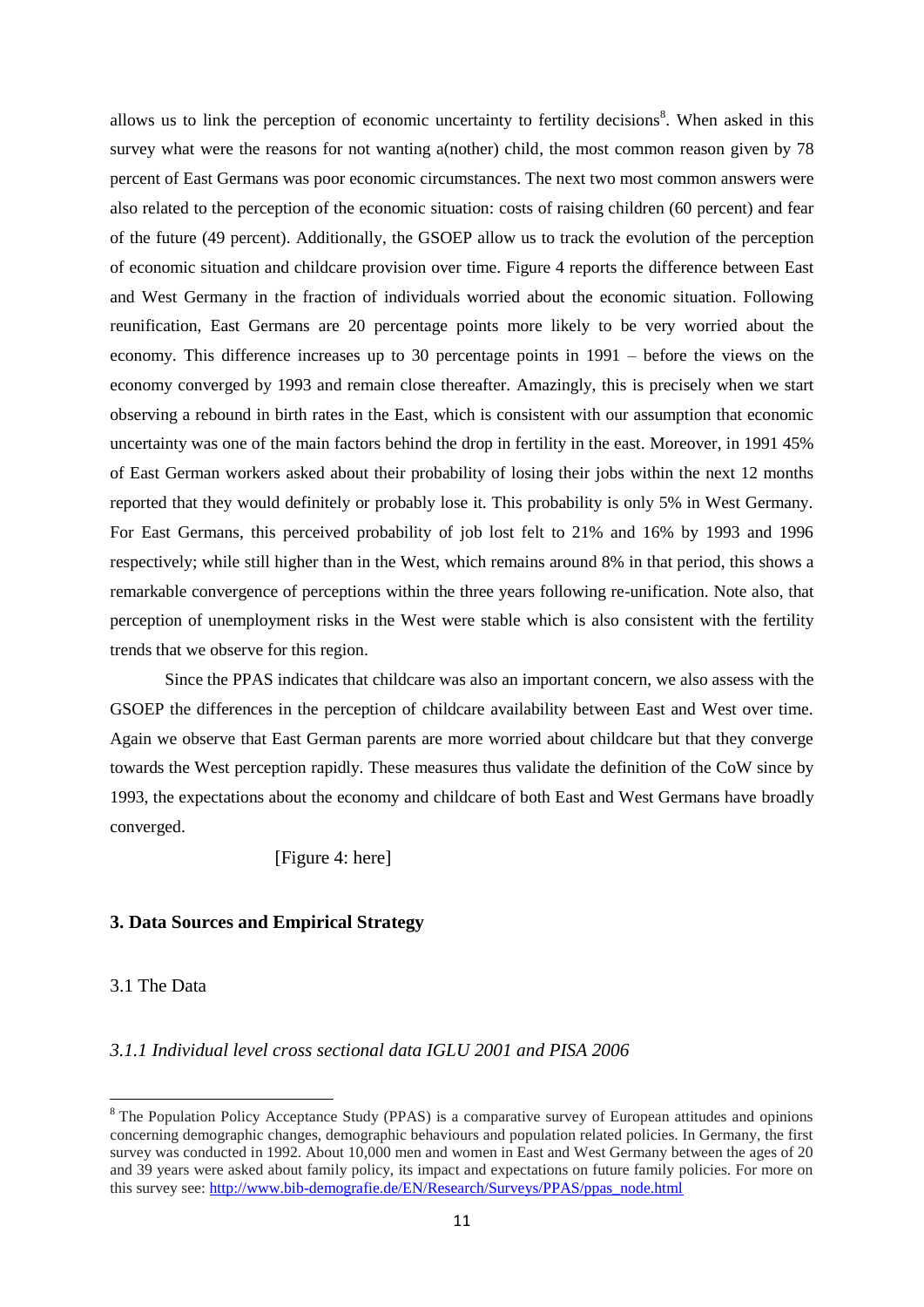allows us to link the perception of economic uncertainty to fertility decisions[8]. When asked in this survey what were the reasons for not wanting a(nother) child, the most common reason given by 78 percent of East Germans was poor economic circumstances. The next two most common answers were also related to the perception of the economic situation: costs of raising children (60 percent) and fear of the future (49 percent). Additionally, the GSOEP allow us to track the evolution of the perception of economic situation and childcare provision over time. Figure 4 reports the difference between East and West Germany in the fraction of individuals worried about the economic situation. Following reunification, East Germans are 20 percentage points more likely to be very worried about the economy. This difference increases up to 30 percentage points in 1991 – before the views on the economy converged by 1993 and remain close thereafter. Amazingly, this is precisely when we start observing a rebound in birth rates in the East, which is consistent with our assumption that economic uncertainty was one of the main factors behind the drop in fertility in the east. Moreover, in 1991 45% of East German workers asked about their probability of losing their jobs within the next 12 months reported that they would definitely or probably lose it. This probability is only 5% in West Germany. For East Germans, this perceived probability of job lost felt to 21% and 16% by 1993 and 1996 respectively; while still higher than in the West, which remains around 8% in that period, this shows a remarkable convergence of perceptions within the three years following re-unification. Note also, that perception of unemployment risks in the West were stable which is also consistent with the fertility trends that we observe for this region.

Since the PPAS indicates that childcare was also an important concern, we also assess with the GSOEP the differences in the perception of childcare availability between East and West over time. Again we observe that East German parents are more worried about childcare but that they converge towards the West perception rapidly. These measures thus validate the definition of the CoW since by 1993, the expectations about the economy and childcare of both East and West Germans have broadly converged.

[Figure 4: here]

## 3. Data Sources and Empirical Strategy

### 3.1 The Data

#### *3.1.1 Individual level cross sectional data IGLU 2001 and PISA 2006*

---

[8] The Population Policy Acceptance Study (PPAS) is a comparative survey of European attitudes and opinions concerning demographic changes, demographic behaviours and population related policies. In Germany, the first survey was conducted in 1992. About 10,000 men and women in East and West Germany between the ages of 20 and 39 years were asked about family policy, its impact and expectations on future family policies. For more on this survey see: http://www.bib-demografie.de/EN/Research/Surveys/PPAS/ppas_node.html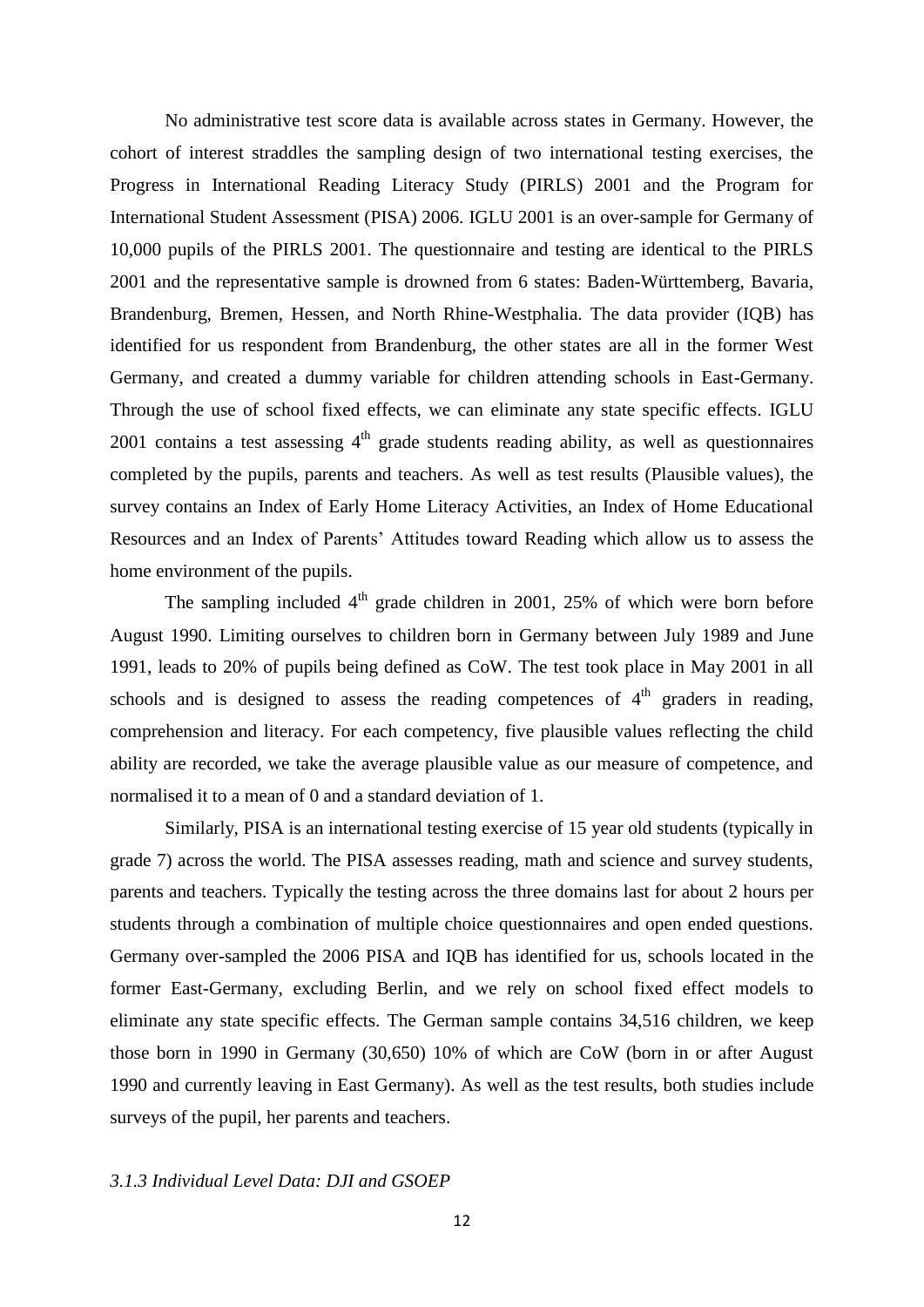No administrative test score data is available across states in Germany. However, the cohort of interest straddles the sampling design of two international testing exercises, the Progress in International Reading Literacy Study (PIRLS) 2001 and the Program for International Student Assessment (PISA) 2006. IGLU 2001 is an over-sample for Germany of 10,000 pupils of the PIRLS 2001. The questionnaire and testing are identical to the PIRLS 2001 and the representative sample is drowned from 6 states: Baden-Württemberg, Bavaria, Brandenburg, Bremen, Hessen, and North Rhine-Westphalia. The data provider (IQB) has identified for us respondent from Brandenburg, the other states are all in the former West Germany, and created a dummy variable for children attending schools in East-Germany. Through the use of school fixed effects, we can eliminate any state specific effects. IGLU 2001 contains a test assessing 4th grade students reading ability, as well as questionnaires completed by the pupils, parents and teachers. As well as test results (Plausible values), the survey contains an Index of Early Home Literacy Activities, an Index of Home Educational Resources and an Index of Parents' Attitudes toward Reading which allow us to assess the home environment of the pupils.

The sampling included 4th grade children in 2001, 25% of which were born before August 1990. Limiting ourselves to children born in Germany between July 1989 and June 1991, leads to 20% of pupils being defined as CoW. The test took place in May 2001 in all schools and is designed to assess the reading competences of 4th graders in reading, comprehension and literacy. For each competency, five plausible values reflecting the child ability are recorded, we take the average plausible value as our measure of competence, and normalised it to a mean of 0 and a standard deviation of 1.

Similarly, PISA is an international testing exercise of 15 year old students (typically in grade 7) across the world. The PISA assesses reading, math and science and survey students, parents and teachers. Typically the testing across the three domains last for about 2 hours per students through a combination of multiple choice questionnaires and open ended questions. Germany over-sampled the 2006 PISA and IQB has identified for us, schools located in the former East-Germany, excluding Berlin, and we rely on school fixed effect models to eliminate any state specific effects. The German sample contains 34,516 children, we keep those born in 1990 in Germany (30,650) 10% of which are CoW (born in or after August 1990 and currently leaving in East Germany). As well as the test results, both studies include surveys of the pupil, her parents and teachers.

### *3.1.3 Individual Level Data: DJI and GSOEP*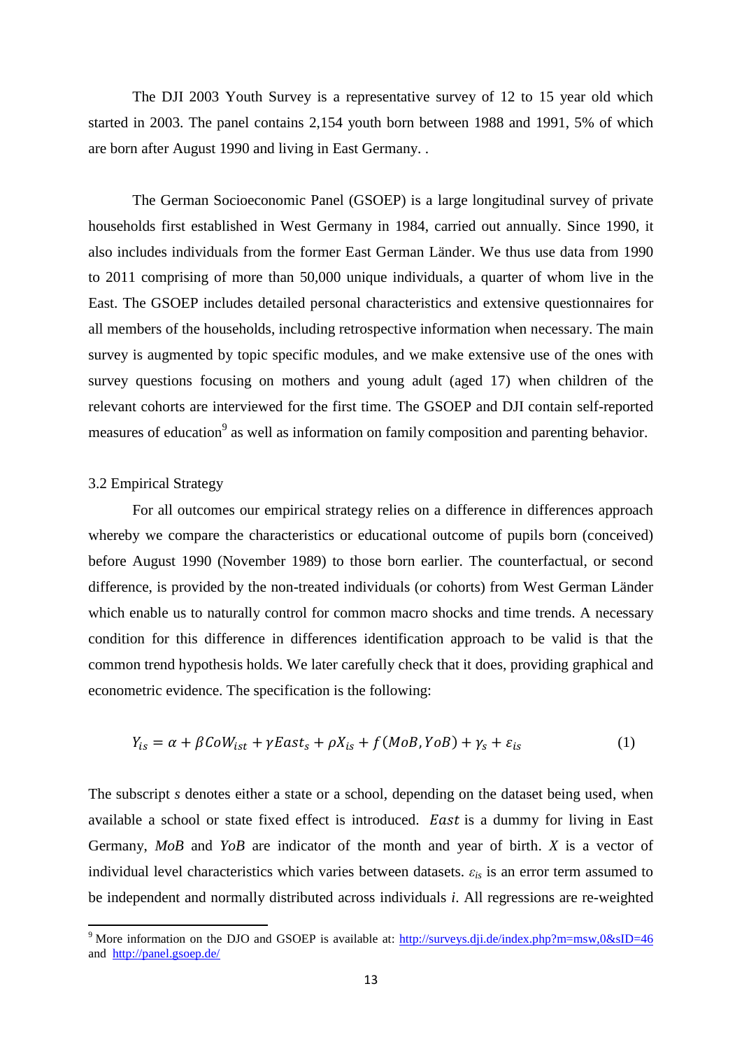The DJI 2003 Youth Survey is a representative survey of 12 to 15 year old which started in 2003. The panel contains 2,154 youth born between 1988 and 1991, 5% of which are born after August 1990 and living in East Germany. .

The German Socioeconomic Panel (GSOEP) is a large longitudinal survey of private households first established in West Germany in 1984, carried out annually. Since 1990, it also includes individuals from the former East German Länder. We thus use data from 1990 to 2011 comprising of more than 50,000 unique individuals, a quarter of whom live in the East. The GSOEP includes detailed personal characteristics and extensive questionnaires for all members of the households, including retrospective information when necessary. The main survey is augmented by topic specific modules, and we make extensive use of the ones with survey questions focusing on mothers and young adult (aged 17) when children of the relevant cohorts are interviewed for the first time. The GSOEP and DJI contain self-reported measures of education[9] as well as information on family composition and parenting behavior.

### 3.2 Empirical Strategy

For all outcomes our empirical strategy relies on a difference in differences approach whereby we compare the characteristics or educational outcome of pupils born (conceived) before August 1990 (November 1989) to those born earlier. The counterfactual, or second difference, is provided by the non-treated individuals (or cohorts) from West German Länder which enable us to naturally control for common macro shocks and time trends. A necessary condition for this difference in differences identification approach to be valid is that the common trend hypothesis holds. We later carefully check that it does, providing graphical and econometric evidence. The specification is the following:

$$Y_{is} = \alpha + \beta CoW_{ist} + \gamma East_s + \rho X_{is} + f(MoB, YoB) + \gamma_s + \varepsilon_{is} \tag{1}$$

The subscript *s* denotes either a state or a school, depending on the dataset being used, when available a school or state fixed effect is introduced. $East$ is a dummy for living in East Germany, *MoB* and *YoB* are indicator of the month and year of birth. *X* is a vector of individual level characteristics which varies between datasets. $\varepsilon_{is}$ is an error term assumed to be independent and normally distributed across individuals *i*. All regressions are re-weighted

[9] More information on the DJO and GSOEP is available at: http://surveys.dji.de/index.php?m=msw,0&sID=46 and http://panel.gsoep.de/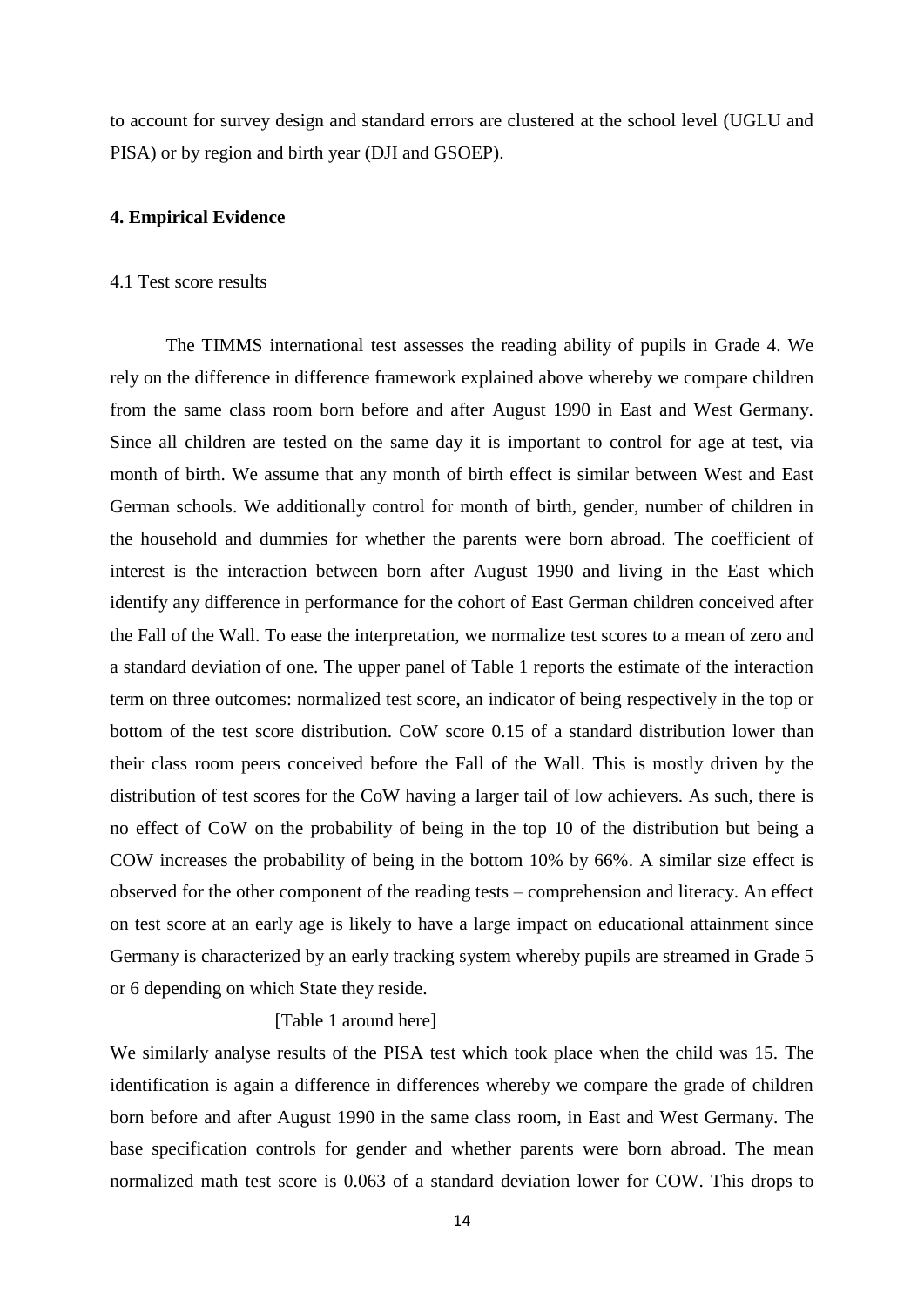to account for survey design and standard errors are clustered at the school level (UGLU and PISA) or by region and birth year (DJI and GSOEP).

## 4. Empirical Evidence

### 4.1 Test score results

The TIMMS international test assesses the reading ability of pupils in Grade 4. We rely on the difference in difference framework explained above whereby we compare children from the same class room born before and after August 1990 in East and West Germany. Since all children are tested on the same day it is important to control for age at test, via month of birth. We assume that any month of birth effect is similar between West and East German schools. We additionally control for month of birth, gender, number of children in the household and dummies for whether the parents were born abroad. The coefficient of interest is the interaction between born after August 1990 and living in the East which identify any difference in performance for the cohort of East German children conceived after the Fall of the Wall. To ease the interpretation, we normalize test scores to a mean of zero and a standard deviation of one. The upper panel of Table 1 reports the estimate of the interaction term on three outcomes: normalized test score, an indicator of being respectively in the top or bottom of the test score distribution. CoW score 0.15 of a standard distribution lower than their class room peers conceived before the Fall of the Wall. This is mostly driven by the distribution of test scores for the CoW having a larger tail of low achievers. As such, there is no effect of CoW on the probability of being in the top 10 of the distribution but being a COW increases the probability of being in the bottom 10% by 66%. A similar size effect is observed for the other component of the reading tests – comprehension and literacy. An effect on test score at an early age is likely to have a large impact on educational attainment since Germany is characterized by an early tracking system whereby pupils are streamed in Grade 5 or 6 depending on which State they reside.

[Table 1 around here]

We similarly analyse results of the PISA test which took place when the child was 15. The identification is again a difference in differences whereby we compare the grade of children born before and after August 1990 in the same class room, in East and West Germany. The base specification controls for gender and whether parents were born abroad. The mean normalized math test score is 0.063 of a standard deviation lower for COW. This drops to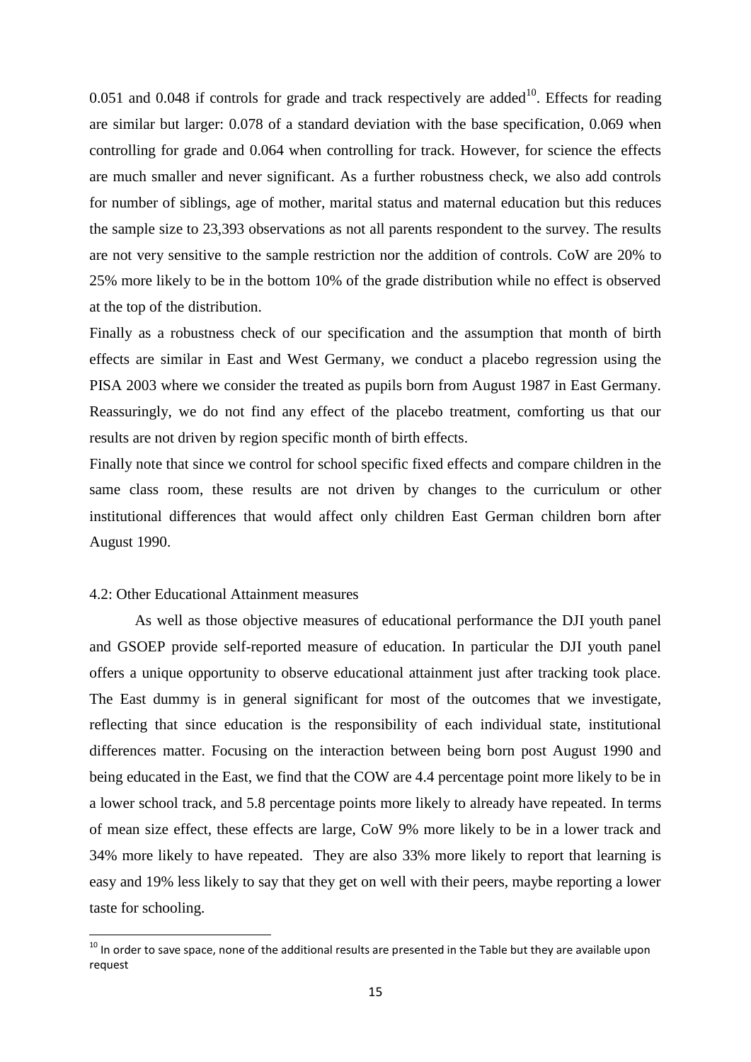0.051 and 0.048 if controls for grade and track respectively are added[10]. Effects for reading are similar but larger: 0.078 of a standard deviation with the base specification, 0.069 when controlling for grade and 0.064 when controlling for track. However, for science the effects are much smaller and never significant. As a further robustness check, we also add controls for number of siblings, age of mother, marital status and maternal education but this reduces the sample size to 23,393 observations as not all parents respondent to the survey. The results are not very sensitive to the sample restriction nor the addition of controls. CoW are 20% to 25% more likely to be in the bottom 10% of the grade distribution while no effect is observed at the top of the distribution.

Finally as a robustness check of our specification and the assumption that month of birth effects are similar in East and West Germany, we conduct a placebo regression using the PISA 2003 where we consider the treated as pupils born from August 1987 in East Germany. Reassuringly, we do not find any effect of the placebo treatment, comforting us that our results are not driven by region specific month of birth effects.

Finally note that since we control for school specific fixed effects and compare children in the same class room, these results are not driven by changes to the curriculum or other institutional differences that would affect only children East German children born after August 1990.

### 4.2: Other Educational Attainment measures

As well as those objective measures of educational performance the DJI youth panel and GSOEP provide self-reported measure of education. In particular the DJI youth panel offers a unique opportunity to observe educational attainment just after tracking took place. The East dummy is in general significant for most of the outcomes that we investigate, reflecting that since education is the responsibility of each individual state, institutional differences matter. Focusing on the interaction between being born post August 1990 and being educated in the East, we find that the COW are 4.4 percentage point more likely to be in a lower school track, and 5.8 percentage points more likely to already have repeated. In terms of mean size effect, these effects are large, CoW 9% more likely to be in a lower track and 34% more likely to have repeated. They are also 33% more likely to report that learning is easy and 19% less likely to say that they get on well with their peers, maybe reporting a lower taste for schooling.

[10] In order to save space, none of the additional results are presented in the Table but they are available upon request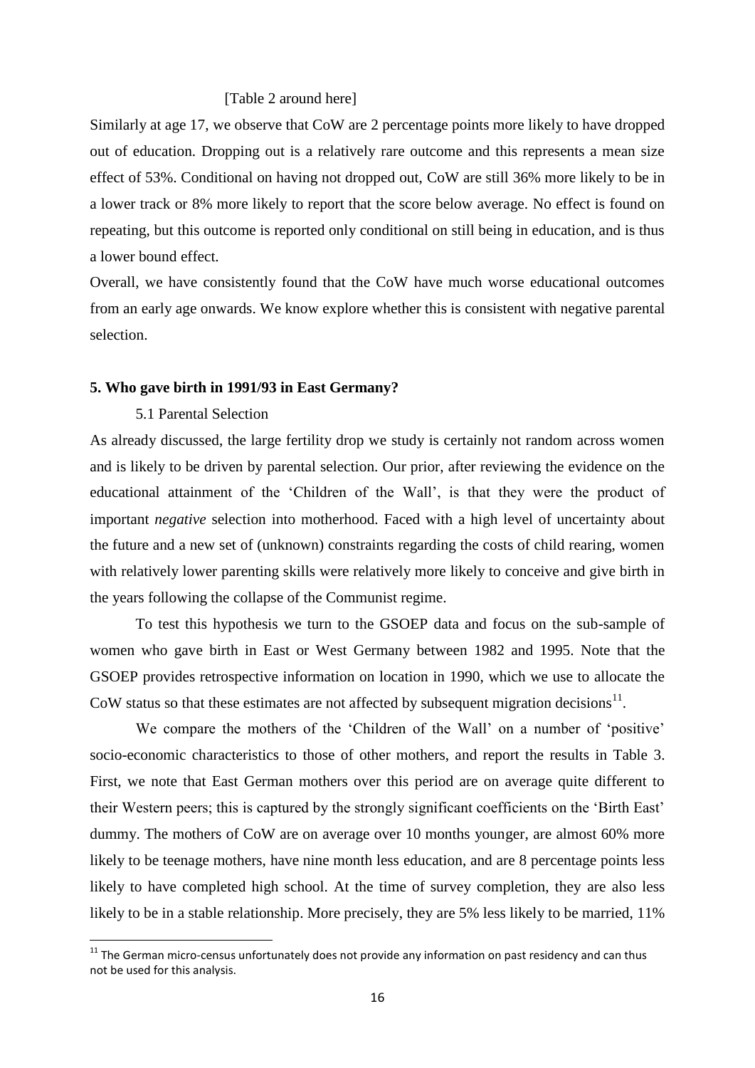[Table 2 around here]

Similarly at age 17, we observe that CoW are 2 percentage points more likely to have dropped out of education. Dropping out is a relatively rare outcome and this represents a mean size effect of 53%. Conditional on having not dropped out, CoW are still 36% more likely to be in a lower track or 8% more likely to report that the score below average. No effect is found on repeating, but this outcome is reported only conditional on still being in education, and is thus a lower bound effect.

Overall, we have consistently found that the CoW have much worse educational outcomes from an early age onwards. We know explore whether this is consistent with negative parental selection.

## 5. Who gave birth in 1991/93 in East Germany?

### 5.1 Parental Selection

As already discussed, the large fertility drop we study is certainly not random across women and is likely to be driven by parental selection. Our prior, after reviewing the evidence on the educational attainment of the 'Children of the Wall', is that they were the product of important *negative* selection into motherhood. Faced with a high level of uncertainty about the future and a new set of (unknown) constraints regarding the costs of child rearing, women with relatively lower parenting skills were relatively more likely to conceive and give birth in the years following the collapse of the Communist regime.

To test this hypothesis we turn to the GSOEP data and focus on the sub-sample of women who gave birth in East or West Germany between 1982 and 1995. Note that the GSOEP provides retrospective information on location in 1990, which we use to allocate the CoW status so that these estimates are not affected by subsequent migration decisions[11].

We compare the mothers of the 'Children of the Wall' on a number of 'positive' socio-economic characteristics to those of other mothers, and report the results in Table 3. First, we note that East German mothers over this period are on average quite different to their Western peers; this is captured by the strongly significant coefficients on the 'Birth East' dummy. The mothers of CoW are on average over 10 months younger, are almost 60% more likely to be teenage mothers, have nine month less education, and are 8 percentage points less likely to have completed high school. At the time of survey completion, they are also less likely to be in a stable relationship. More precisely, they are 5% less likely to be married, 11%

[11] The German micro-census unfortunately does not provide any information on past residency and can thus not be used for this analysis.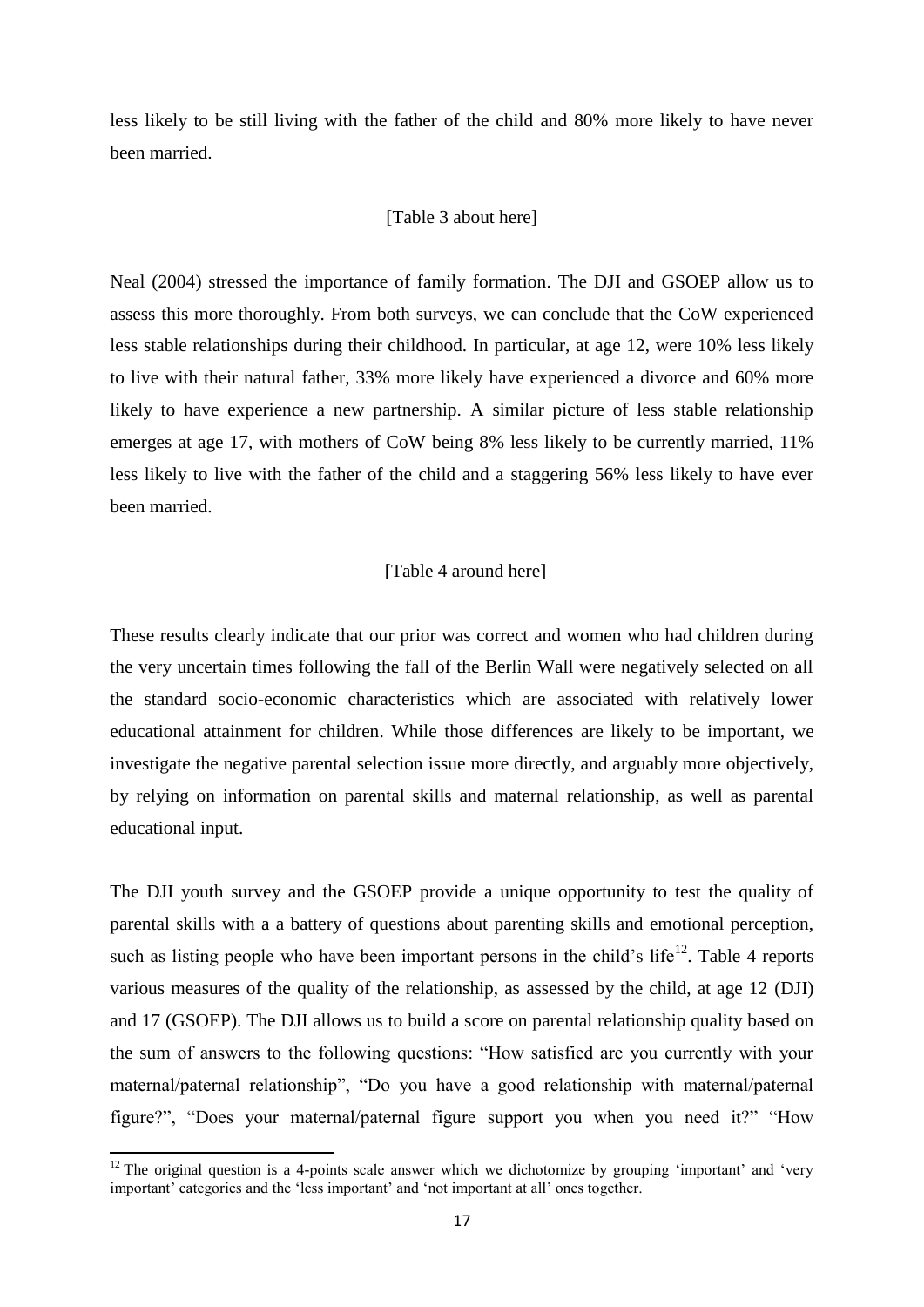less likely to be still living with the father of the child and 80% more likely to have never been married.

[Table 3 about here]

Neal (2004) stressed the importance of family formation. The DJI and GSOEP allow us to assess this more thoroughly. From both surveys, we can conclude that the CoW experienced less stable relationships during their childhood. In particular, at age 12, were 10% less likely to live with their natural father, 33% more likely have experienced a divorce and 60% more likely to have experience a new partnership. A similar picture of less stable relationship emerges at age 17, with mothers of CoW being 8% less likely to be currently married, 11% less likely to live with the father of the child and a staggering 56% less likely to have ever been married.

[Table 4 around here]

These results clearly indicate that our prior was correct and women who had children during the very uncertain times following the fall of the Berlin Wall were negatively selected on all the standard socio-economic characteristics which are associated with relatively lower educational attainment for children. While those differences are likely to be important, we investigate the negative parental selection issue more directly, and arguably more objectively, by relying on information on parental skills and maternal relationship, as well as parental educational input.

The DJI youth survey and the GSOEP provide a unique opportunity to test the quality of parental skills with a a battery of questions about parenting skills and emotional perception, such as listing people who have been important persons in the child's life[12]. Table 4 reports various measures of the quality of the relationship, as assessed by the child, at age 12 (DJI) and 17 (GSOEP). The DJI allows us to build a score on parental relationship quality based on the sum of answers to the following questions: "How satisfied are you currently with your maternal/paternal relationship", "Do you have a good relationship with maternal/paternal figure?", "Does your maternal/paternal figure support you when you need it?" "How

[12] The original question is a 4-points scale answer which we dichotomize by grouping 'important' and 'very important' categories and the 'less important' and 'not important at all' ones together.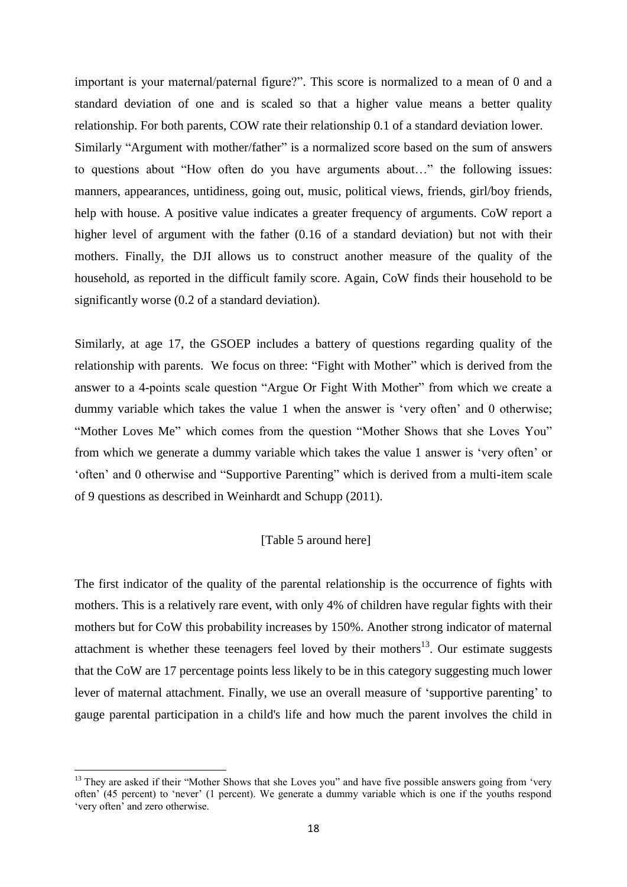important is your maternal/paternal figure?". This score is normalized to a mean of 0 and a standard deviation of one and is scaled so that a higher value means a better quality relationship. For both parents, COW rate their relationship 0.1 of a standard deviation lower. Similarly "Argument with mother/father" is a normalized score based on the sum of answers to questions about "How often do you have arguments about…" the following issues: manners, appearances, untidiness, going out, music, political views, friends, girl/boy friends, help with house. A positive value indicates a greater frequency of arguments. CoW report a higher level of argument with the father (0.16 of a standard deviation) but not with their mothers. Finally, the DJI allows us to construct another measure of the quality of the household, as reported in the difficult family score. Again, CoW finds their household to be significantly worse (0.2 of a standard deviation).

Similarly, at age 17, the GSOEP includes a battery of questions regarding quality of the relationship with parents. We focus on three: "Fight with Mother" which is derived from the answer to a 4-points scale question "Argue Or Fight With Mother" from which we create a dummy variable which takes the value 1 when the answer is 'very often' and 0 otherwise; "Mother Loves Me" which comes from the question "Mother Shows that she Loves You" from which we generate a dummy variable which takes the value 1 answer is 'very often' or 'often' and 0 otherwise and "Supportive Parenting" which is derived from a multi-item scale of 9 questions as described in Weinhardt and Schupp (2011).

[Table 5 around here]

The first indicator of the quality of the parental relationship is the occurrence of fights with mothers. This is a relatively rare event, with only 4% of children have regular fights with their mothers but for CoW this probability increases by 150%. Another strong indicator of maternal attachment is whether these teenagers feel loved by their mothers[13]. Our estimate suggests that the CoW are 17 percentage points less likely to be in this category suggesting much lower lever of maternal attachment. Finally, we use an overall measure of 'supportive parenting' to gauge parental participation in a child's life and how much the parent involves the child in

[13] They are asked if their "Mother Shows that she Loves you" and have five possible answers going from 'very often' (45 percent) to 'never' (1 percent). We generate a dummy variable which is one if the youths respond 'very often' and zero otherwise.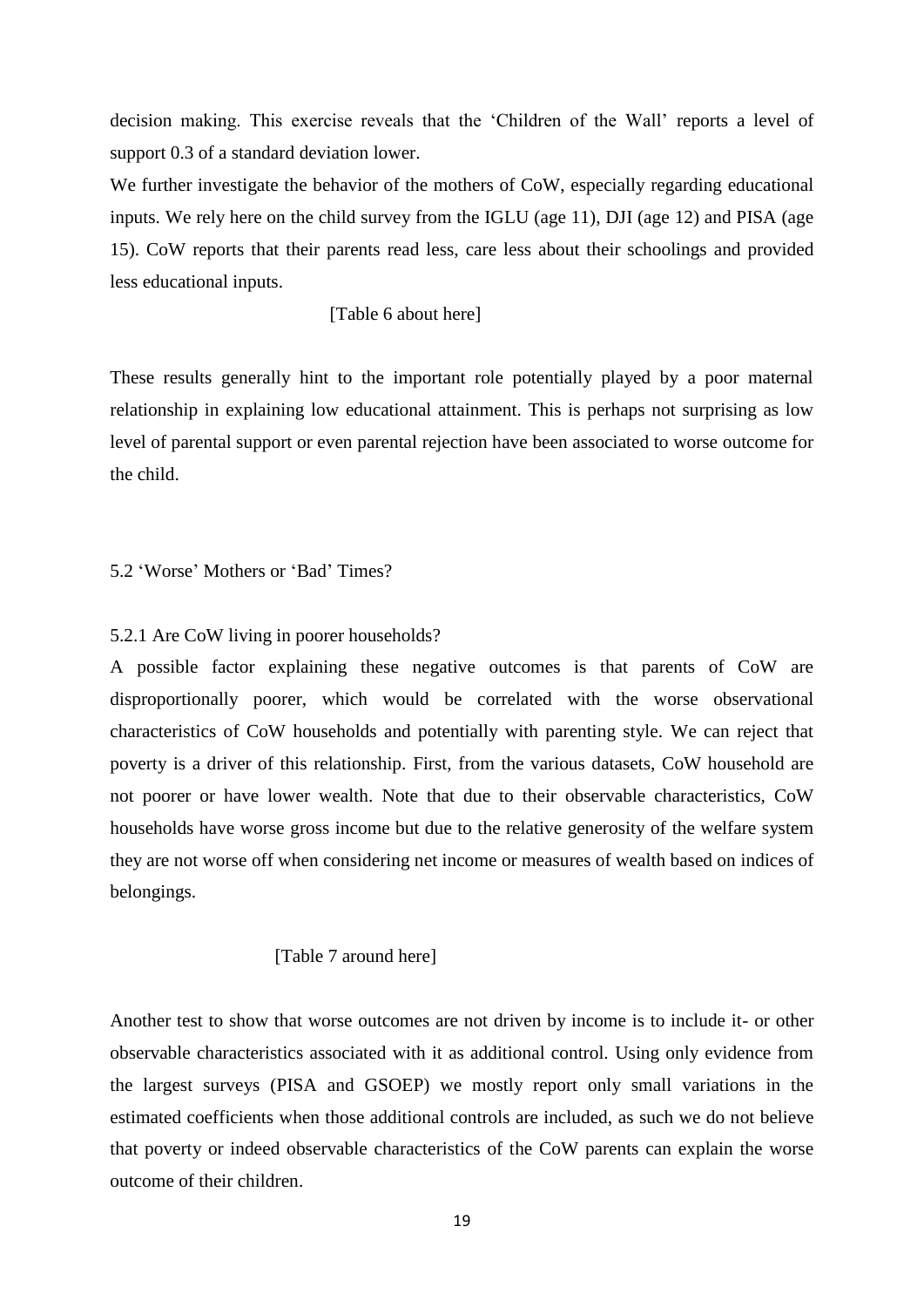decision making. This exercise reveals that the 'Children of the Wall' reports a level of support 0.3 of a standard deviation lower.

We further investigate the behavior of the mothers of CoW, especially regarding educational inputs. We rely here on the child survey from the IGLU (age 11), DJI (age 12) and PISA (age 15). CoW reports that their parents read less, care less about their schoolings and provided less educational inputs.

[Table 6 about here]

These results generally hint to the important role potentially played by a poor maternal relationship in explaining low educational attainment. This is perhaps not surprising as low level of parental support or even parental rejection have been associated to worse outcome for the child.

### 5.2 'Worse' Mothers or 'Bad' Times?

#### 5.2.1 Are CoW living in poorer households?

A possible factor explaining these negative outcomes is that parents of CoW are disproportionally poorer, which would be correlated with the worse observational characteristics of CoW households and potentially with parenting style. We can reject that poverty is a driver of this relationship. First, from the various datasets, CoW household are not poorer or have lower wealth. Note that due to their observable characteristics, CoW households have worse gross income but due to the relative generosity of the welfare system they are not worse off when considering net income or measures of wealth based on indices of belongings.

[Table 7 around here]

Another test to show that worse outcomes are not driven by income is to include it- or other observable characteristics associated with it as additional control. Using only evidence from the largest surveys (PISA and GSOEP) we mostly report only small variations in the estimated coefficients when those additional controls are included, as such we do not believe that poverty or indeed observable characteristics of the CoW parents can explain the worse outcome of their children.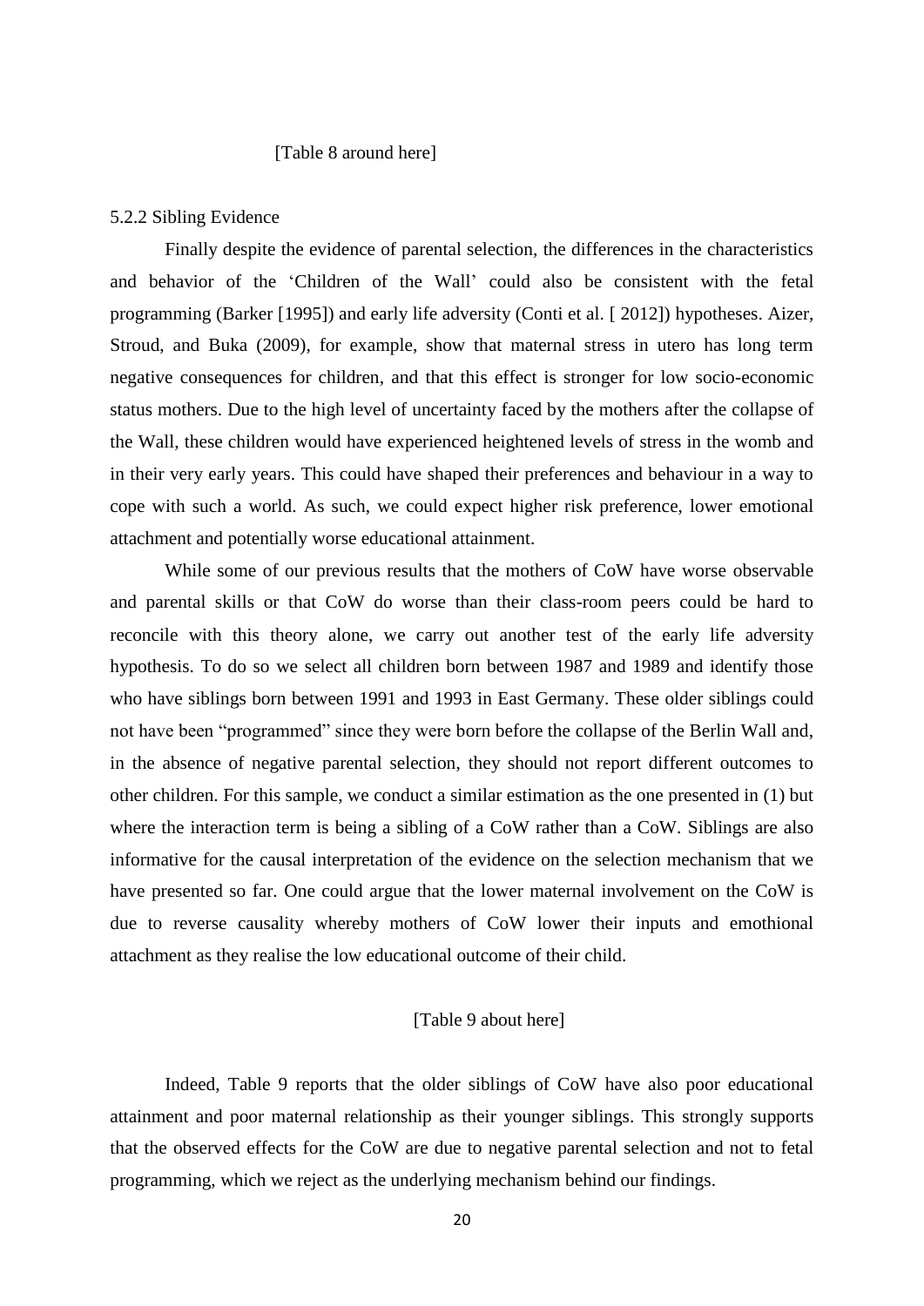[Table 8 around here]

### 5.2.2 Sibling Evidence

Finally despite the evidence of parental selection, the differences in the characteristics and behavior of the 'Children of the Wall' could also be consistent with the fetal programming (Barker [1995]) and early life adversity (Conti et al. [ 2012]) hypotheses. Aizer, Stroud, and Buka (2009), for example, show that maternal stress in utero has long term negative consequences for children, and that this effect is stronger for low socio-economic status mothers. Due to the high level of uncertainty faced by the mothers after the collapse of the Wall, these children would have experienced heightened levels of stress in the womb and in their very early years. This could have shaped their preferences and behaviour in a way to cope with such a world. As such, we could expect higher risk preference, lower emotional attachment and potentially worse educational attainment.

While some of our previous results that the mothers of CoW have worse observable and parental skills or that CoW do worse than their class-room peers could be hard to reconcile with this theory alone, we carry out another test of the early life adversity hypothesis. To do so we select all children born between 1987 and 1989 and identify those who have siblings born between 1991 and 1993 in East Germany. These older siblings could not have been "programmed" since they were born before the collapse of the Berlin Wall and, in the absence of negative parental selection, they should not report different outcomes to other children. For this sample, we conduct a similar estimation as the one presented in (1) but where the interaction term is being a sibling of a CoW rather than a CoW. Siblings are also informative for the causal interpretation of the evidence on the selection mechanism that we have presented so far. One could argue that the lower maternal involvement on the CoW is due to reverse causality whereby mothers of CoW lower their inputs and emothional attachment as they realise the low educational outcome of their child.

[Table 9 about here]

Indeed, Table 9 reports that the older siblings of CoW have also poor educational attainment and poor maternal relationship as their younger siblings. This strongly supports that the observed effects for the CoW are due to negative parental selection and not to fetal programming, which we reject as the underlying mechanism behind our findings.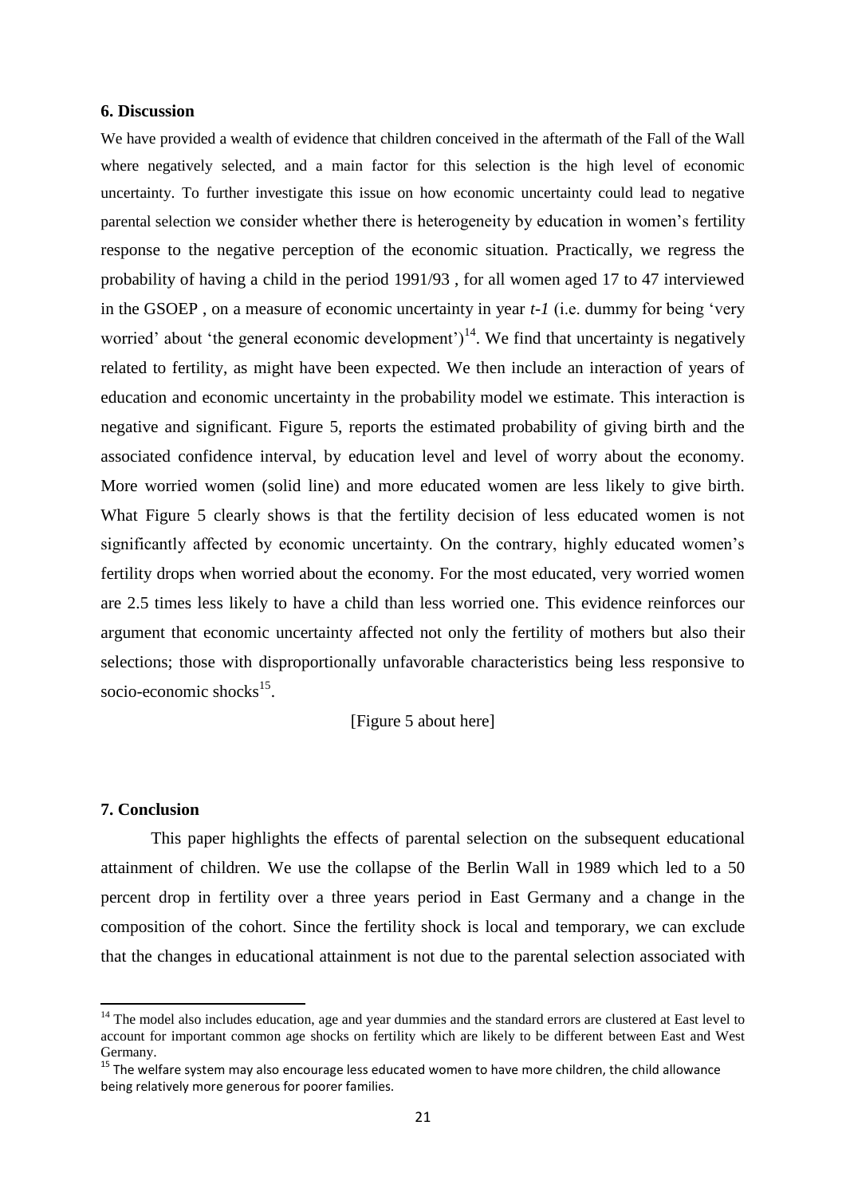## 6. Discussion

We have provided a wealth of evidence that children conceived in the aftermath of the Fall of the Wall where negatively selected, and a main factor for this selection is the high level of economic uncertainty. To further investigate this issue on how economic uncertainty could lead to negative parental selection we consider whether there is heterogeneity by education in women's fertility response to the negative perception of the economic situation. Practically, we regress the probability of having a child in the period 1991/93 , for all women aged 17 to 47 interviewed in the GSOEP , on a measure of economic uncertainty in year *t-1* (i.e. dummy for being 'very worried' about 'the general economic development')[14]. We find that uncertainty is negatively related to fertility, as might have been expected. We then include an interaction of years of education and economic uncertainty in the probability model we estimate. This interaction is negative and significant. Figure 5, reports the estimated probability of giving birth and the associated confidence interval, by education level and level of worry about the economy. More worried women (solid line) and more educated women are less likely to give birth. What Figure 5 clearly shows is that the fertility decision of less educated women is not significantly affected by economic uncertainty. On the contrary, highly educated women's fertility drops when worried about the economy. For the most educated, very worried women are 2.5 times less likely to have a child than less worried one. This evidence reinforces our argument that economic uncertainty affected not only the fertility of mothers but also their selections; those with disproportionally unfavorable characteristics being less responsive to socio-economic shocks[15].

[Figure 5 about here]

## 7. Conclusion

This paper highlights the effects of parental selection on the subsequent educational attainment of children. We use the collapse of the Berlin Wall in 1989 which led to a 50 percent drop in fertility over a three years period in East Germany and a change in the composition of the cohort. Since the fertility shock is local and temporary, we can exclude that the changes in educational attainment is not due to the parental selection associated with

[14] The model also includes education, age and year dummies and the standard errors are clustered at East level to account for important common age shocks on fertility which are likely to be different between East and West Germany.

[15] The welfare system may also encourage less educated women to have more children, the child allowance being relatively more generous for poorer families.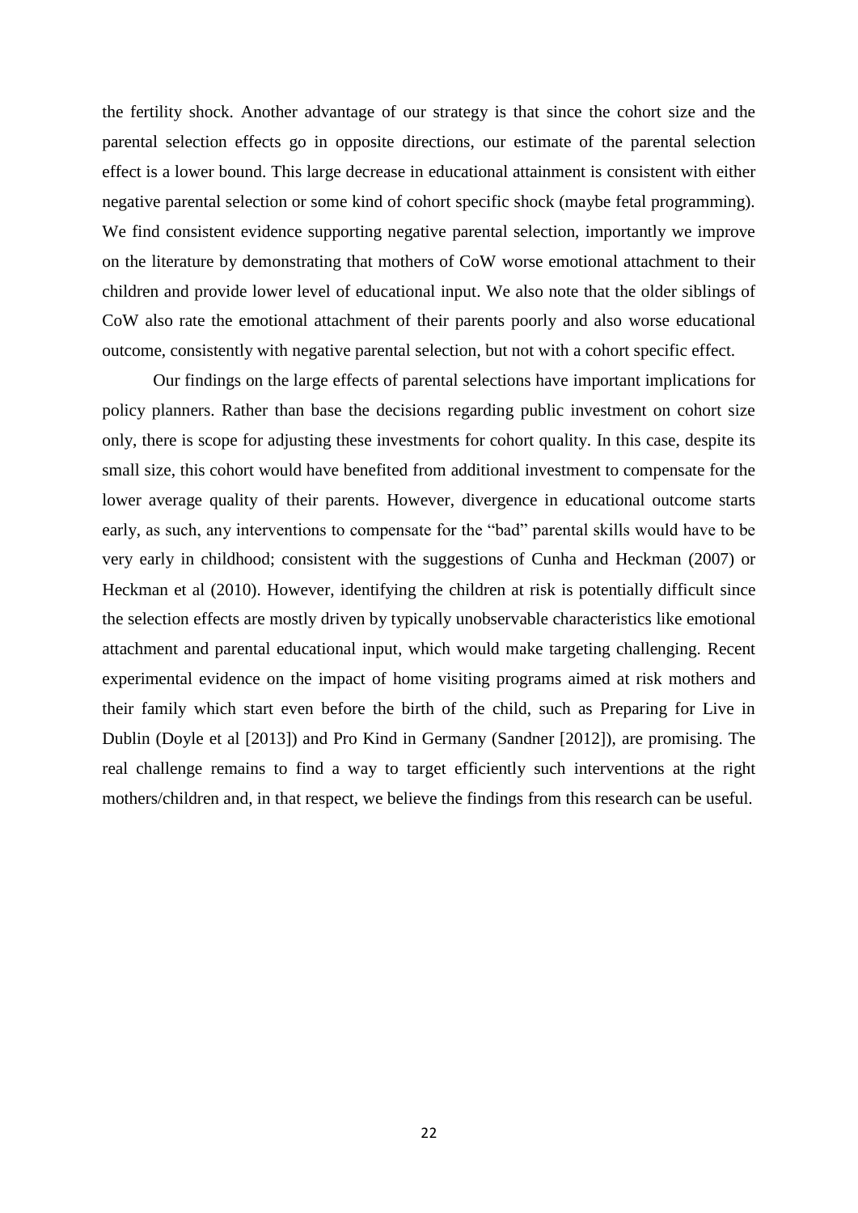the fertility shock. Another advantage of our strategy is that since the cohort size and the parental selection effects go in opposite directions, our estimate of the parental selection effect is a lower bound. This large decrease in educational attainment is consistent with either negative parental selection or some kind of cohort specific shock (maybe fetal programming). We find consistent evidence supporting negative parental selection, importantly we improve on the literature by demonstrating that mothers of CoW worse emotional attachment to their children and provide lower level of educational input. We also note that the older siblings of CoW also rate the emotional attachment of their parents poorly and also worse educational outcome, consistently with negative parental selection, but not with a cohort specific effect.

Our findings on the large effects of parental selections have important implications for policy planners. Rather than base the decisions regarding public investment on cohort size only, there is scope for adjusting these investments for cohort quality. In this case, despite its small size, this cohort would have benefited from additional investment to compensate for the lower average quality of their parents. However, divergence in educational outcome starts early, as such, any interventions to compensate for the "bad" parental skills would have to be very early in childhood; consistent with the suggestions of Cunha and Heckman (2007) or Heckman et al (2010). However, identifying the children at risk is potentially difficult since the selection effects are mostly driven by typically unobservable characteristics like emotional attachment and parental educational input, which would make targeting challenging. Recent experimental evidence on the impact of home visiting programs aimed at risk mothers and their family which start even before the birth of the child, such as Preparing for Live in Dublin (Doyle et al [2013]) and Pro Kind in Germany (Sandner [2012]), are promising. The real challenge remains to find a way to target efficiently such interventions at the right mothers/children and, in that respect, we believe the findings from this research can be useful.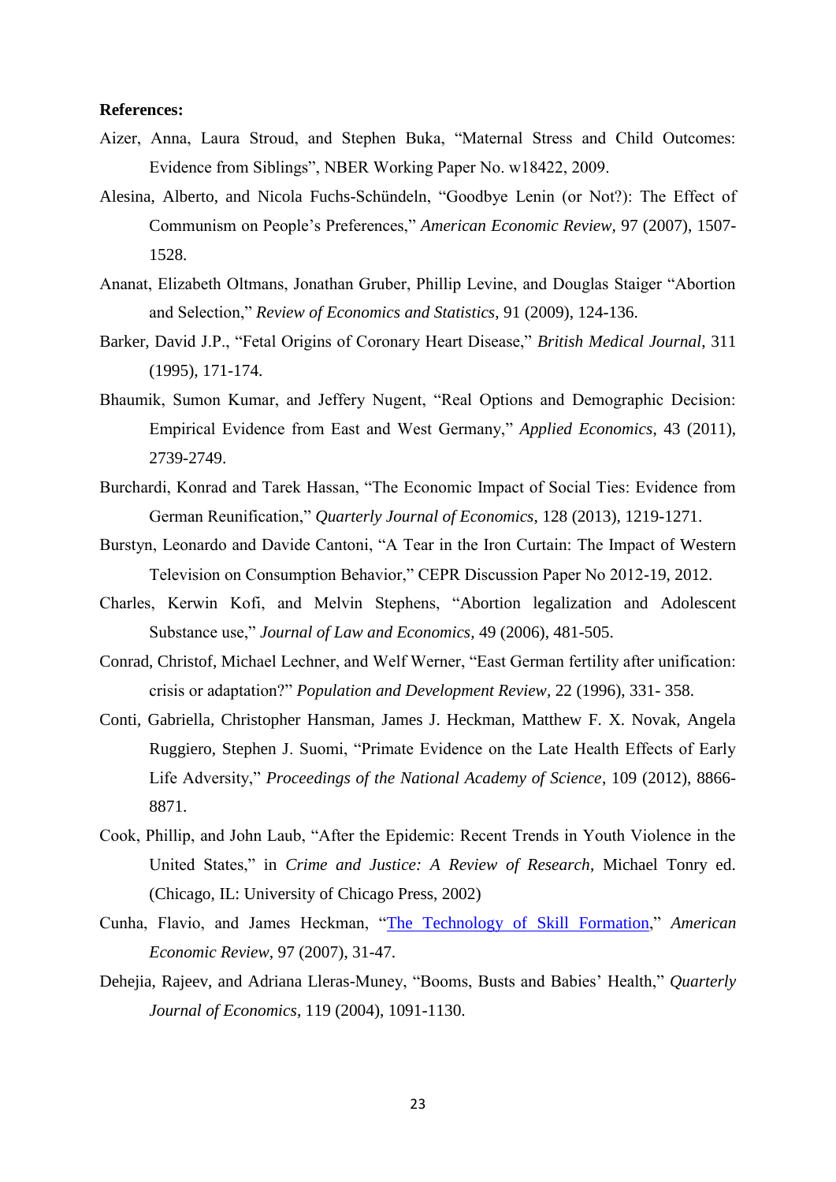**References:**

Aizer, Anna, Laura Stroud, and Stephen Buka, "Maternal Stress and Child Outcomes: Evidence from Siblings", NBER Working Paper No. w18422, 2009.

Alesina, Alberto, and Nicola Fuchs-Schündeln, "Goodbye Lenin (or Not?): The Effect of Communism on People's Preferences," *American Economic Review*, 97 (2007), 1507-1528.

Ananat, Elizabeth Oltmans, Jonathan Gruber, Phillip Levine, and Douglas Staiger "Abortion and Selection," *Review of Economics and Statistics*, 91 (2009), 124-136.

Barker, David J.P., "Fetal Origins of Coronary Heart Disease," *British Medical Journal*, 311 (1995), 171-174.

Bhaumik, Sumon Kumar, and Jeffery Nugent, "Real Options and Demographic Decision: Empirical Evidence from East and West Germany," *Applied Economics*, 43 (2011), 2739-2749.

Burchardi, Konrad and Tarek Hassan, "The Economic Impact of Social Ties: Evidence from German Reunification," *Quarterly Journal of Economics*, 128 (2013), 1219-1271.

Burstyn, Leonardo and Davide Cantoni, "A Tear in the Iron Curtain: The Impact of Western Television on Consumption Behavior," CEPR Discussion Paper No 2012-19, 2012.

Charles, Kerwin Kofi, and Melvin Stephens, "Abortion legalization and Adolescent Substance use," *Journal of Law and Economics*, 49 (2006), 481-505.

Conrad, Christof, Michael Lechner, and Welf Werner, "East German fertility after unification: crisis or adaptation?" *Population and Development Review*, 22 (1996), 331- 358.

Conti, Gabriella, Christopher Hansman, James J. Heckman, Matthew F. X. Novak, Angela Ruggiero, Stephen J. Suomi, "Primate Evidence on the Late Health Effects of Early Life Adversity," *Proceedings of the National Academy of Science*, 109 (2012), 8866-8871.

Cook, Phillip, and John Laub, "After the Epidemic: Recent Trends in Youth Violence in the United States," in *Crime and Justice: A Review of Research*, Michael Tonry ed. (Chicago, IL: University of Chicago Press, 2002)

Cunha, Flavio, and James Heckman, "The Technology of Skill Formation," *American Economic Review*, 97 (2007), 31-47.

Dehejia, Rajeev, and Adriana Lleras-Muney, "Booms, Busts and Babies' Health," *Quarterly Journal of Economics*, 119 (2004), 1091-1130.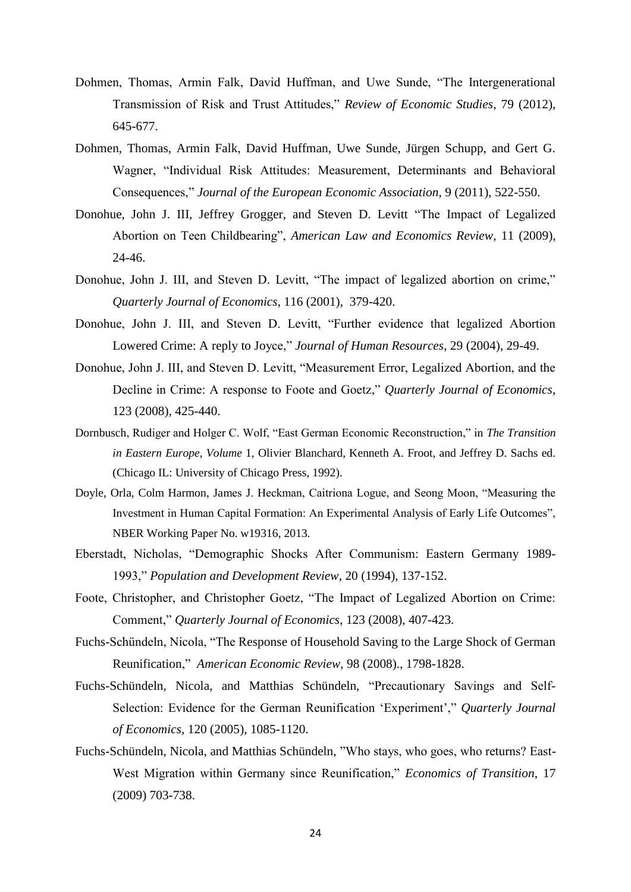Dohmen, Thomas, Armin Falk, David Huffman, and Uwe Sunde, "The Intergenerational Transmission of Risk and Trust Attitudes," *Review of Economic Studies*, 79 (2012), 645-677.

Dohmen, Thomas, Armin Falk, David Huffman, Uwe Sunde, Jürgen Schupp, and Gert G. Wagner, "Individual Risk Attitudes: Measurement, Determinants and Behavioral Consequences," *Journal of the European Economic Association*, 9 (2011), 522-550.

Donohue, John J. III, Jeffrey Grogger, and Steven D. Levitt "The Impact of Legalized Abortion on Teen Childbearing", *American Law and Economics Review*, 11 (2009), 24-46.

Donohue, John J. III, and Steven D. Levitt, "The impact of legalized abortion on crime," *Quarterly Journal of Economics*, 116 (2001), 379-420.

Donohue, John J. III, and Steven D. Levitt, "Further evidence that legalized Abortion Lowered Crime: A reply to Joyce," *Journal of Human Resources*, 29 (2004), 29-49.

Donohue, John J. III, and Steven D. Levitt, "Measurement Error, Legalized Abortion, and the Decline in Crime: A response to Foote and Goetz," *Quarterly Journal of Economics*, 123 (2008), 425-440.

Dornbusch, Rudiger and Holger C. Wolf, "East German Economic Reconstruction," in *The Transition in Eastern Europe, Volume* 1, Olivier Blanchard, Kenneth A. Froot, and Jeffrey D. Sachs ed. (Chicago IL: University of Chicago Press, 1992).

Doyle, Orla, Colm Harmon, James J. Heckman, Caitriona Logue, and Seong Moon, "Measuring the Investment in Human Capital Formation: An Experimental Analysis of Early Life Outcomes", NBER Working Paper No. w19316, 2013.

Eberstadt, Nicholas, "Demographic Shocks After Communism: Eastern Germany 1989-1993," *Population and Development Review*, 20 (1994), 137-152.

Foote, Christopher, and Christopher Goetz, "The Impact of Legalized Abortion on Crime: Comment," *Quarterly Journal of Economics*, 123 (2008), 407-423.

Fuchs-Schündeln, Nicola, "The Response of Household Saving to the Large Shock of German Reunification," *American Economic Review*, 98 (2008)., 1798-1828.

Fuchs-Schündeln, Nicola, and Matthias Schündeln, "Precautionary Savings and Self-Selection: Evidence for the German Reunification 'Experiment'," *Quarterly Journal of Economics*, 120 (2005), 1085-1120.

Fuchs-Schündeln, Nicola, and Matthias Schündeln, "Who stays, who goes, who returns? East-West Migration within Germany since Reunification," *Economics of Transition*, 17 (2009) 703-738.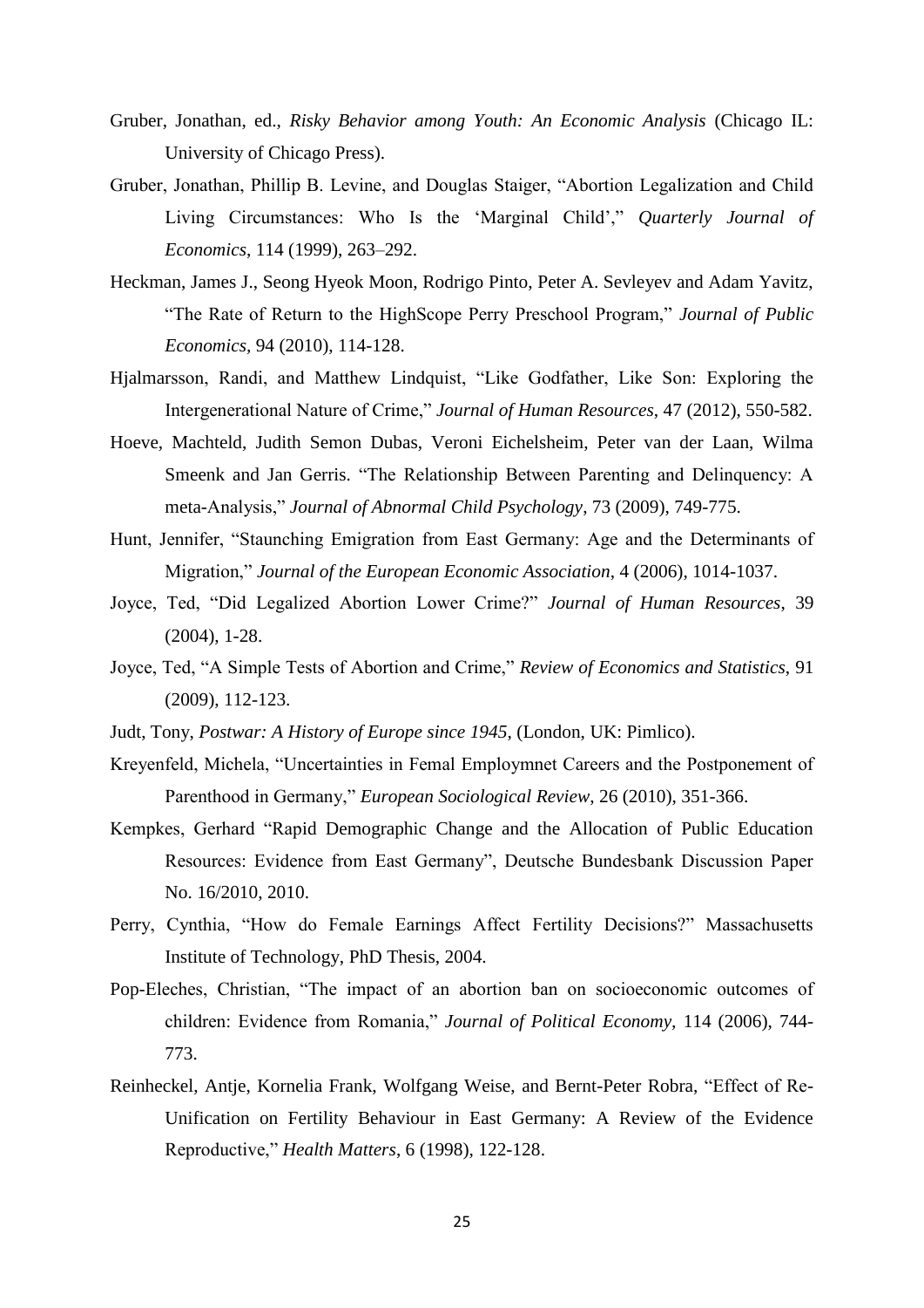Gruber, Jonathan, ed., *Risky Behavior among Youth: An Economic Analysis* (Chicago IL: University of Chicago Press).

Gruber, Jonathan, Phillip B. Levine, and Douglas Staiger, "Abortion Legalization and Child Living Circumstances: Who Is the 'Marginal Child'," *Quarterly Journal of Economics*, 114 (1999), 263–292.

Heckman, James J., Seong Hyeok Moon, Rodrigo Pinto, Peter A. Sevleyev and Adam Yavitz, "The Rate of Return to the HighScope Perry Preschool Program," *Journal of Public Economics*, 94 (2010), 114-128.

Hjalmarsson, Randi, and Matthew Lindquist, "Like Godfather, Like Son: Exploring the Intergenerational Nature of Crime," *Journal of Human Resources*, 47 (2012), 550-582.

Hoeve, Machteld, Judith Semon Dubas, Veroni Eichelsheim, Peter van der Laan, Wilma Smeenk and Jan Gerris. "The Relationship Between Parenting and Delinquency: A meta-Analysis," *Journal of Abnormal Child Psychology*, 73 (2009), 749-775.

Hunt, Jennifer, "Staunching Emigration from East Germany: Age and the Determinants of Migration," *Journal of the European Economic Association*, 4 (2006), 1014-1037.

Joyce, Ted, "Did Legalized Abortion Lower Crime?" *Journal of Human Resources*, 39 (2004), 1-28.

Joyce, Ted, "A Simple Tests of Abortion and Crime," *Review of Economics and Statistics*, 91 (2009), 112-123.

Judt, Tony, *Postwar: A History of Europe since 1945*, (London, UK: Pimlico).

Kreyenfeld, Michela, "Uncertainties in Femal Employmnet Careers and the Postponement of Parenthood in Germany," *European Sociological Review*, 26 (2010), 351-366.

Kempkes, Gerhard "Rapid Demographic Change and the Allocation of Public Education Resources: Evidence from East Germany", Deutsche Bundesbank Discussion Paper No. 16/2010, 2010.

Perry, Cynthia, "How do Female Earnings Affect Fertility Decisions?" Massachusetts Institute of Technology, PhD Thesis, 2004.

Pop-Eleches, Christian, "The impact of an abortion ban on socioeconomic outcomes of children: Evidence from Romania," *Journal of Political Economy*, 114 (2006), 744-773.

Reinheckel, Antje, Kornelia Frank, Wolfgang Weise, and Bernt-Peter Robra, "Effect of Re-Unification on Fertility Behaviour in East Germany: A Review of the Evidence Reproductive," *Health Matters*, 6 (1998), 122-128.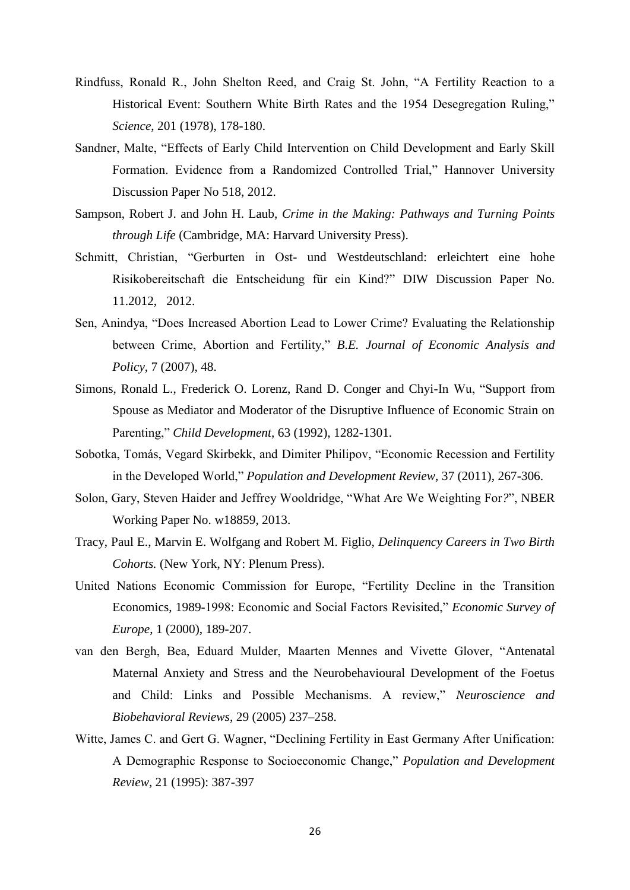Rindfuss, Ronald R., John Shelton Reed, and Craig St. John, "A Fertility Reaction to a Historical Event: Southern White Birth Rates and the 1954 Desegregation Ruling," *Science*, 201 (1978), 178-180.

Sandner, Malte, "Effects of Early Child Intervention on Child Development and Early Skill Formation. Evidence from a Randomized Controlled Trial," Hannover University Discussion Paper No 518, 2012.

Sampson, Robert J. and John H. Laub, *Crime in the Making: Pathways and Turning Points through Life* (Cambridge, MA: Harvard University Press).

Schmitt, Christian, "Gerburten in Ost- und Westdeutschland: erleichtert eine hohe Risikobereitschaft die Entscheidung für ein Kind?" DIW Discussion Paper No. 11.2012, 2012.

Sen, Anindya, "Does Increased Abortion Lead to Lower Crime? Evaluating the Relationship between Crime, Abortion and Fertility," *B.E. Journal of Economic Analysis and Policy*, 7 (2007), 48.

Simons, Ronald L., Frederick O. Lorenz, Rand D. Conger and Chyi-In Wu, "Support from Spouse as Mediator and Moderator of the Disruptive Influence of Economic Strain on Parenting," *Child Development*, 63 (1992), 1282-1301.

Sobotka, Tomás, Vegard Skirbekk, and Dimiter Philipov, "Economic Recession and Fertility in the Developed World," *Population and Development Review*, 37 (2011), 267-306.

Solon, Gary, Steven Haider and Jeffrey Wooldridge, "What Are We Weighting For?", NBER Working Paper No. w18859, 2013.

Tracy, Paul E., Marvin E. Wolfgang and Robert M. Figlio, *Delinquency Careers in Two Birth Cohorts.* (New York, NY: Plenum Press).

United Nations Economic Commission for Europe, "Fertility Decline in the Transition Economics, 1989-1998: Economic and Social Factors Revisited," *Economic Survey of Europe*, 1 (2000), 189-207.

van den Bergh, Bea, Eduard Mulder, Maarten Mennes and Vivette Glover, "Antenatal Maternal Anxiety and Stress and the Neurobehavioural Development of the Foetus and Child: Links and Possible Mechanisms. A review," *Neuroscience and Biobehavioral Reviews*, 29 (2005) 237–258.

Witte, James C. and Gert G. Wagner, "Declining Fertility in East Germany After Unification: A Demographic Response to Socioeconomic Change," *Population and Development Review*, 21 (1995): 387-397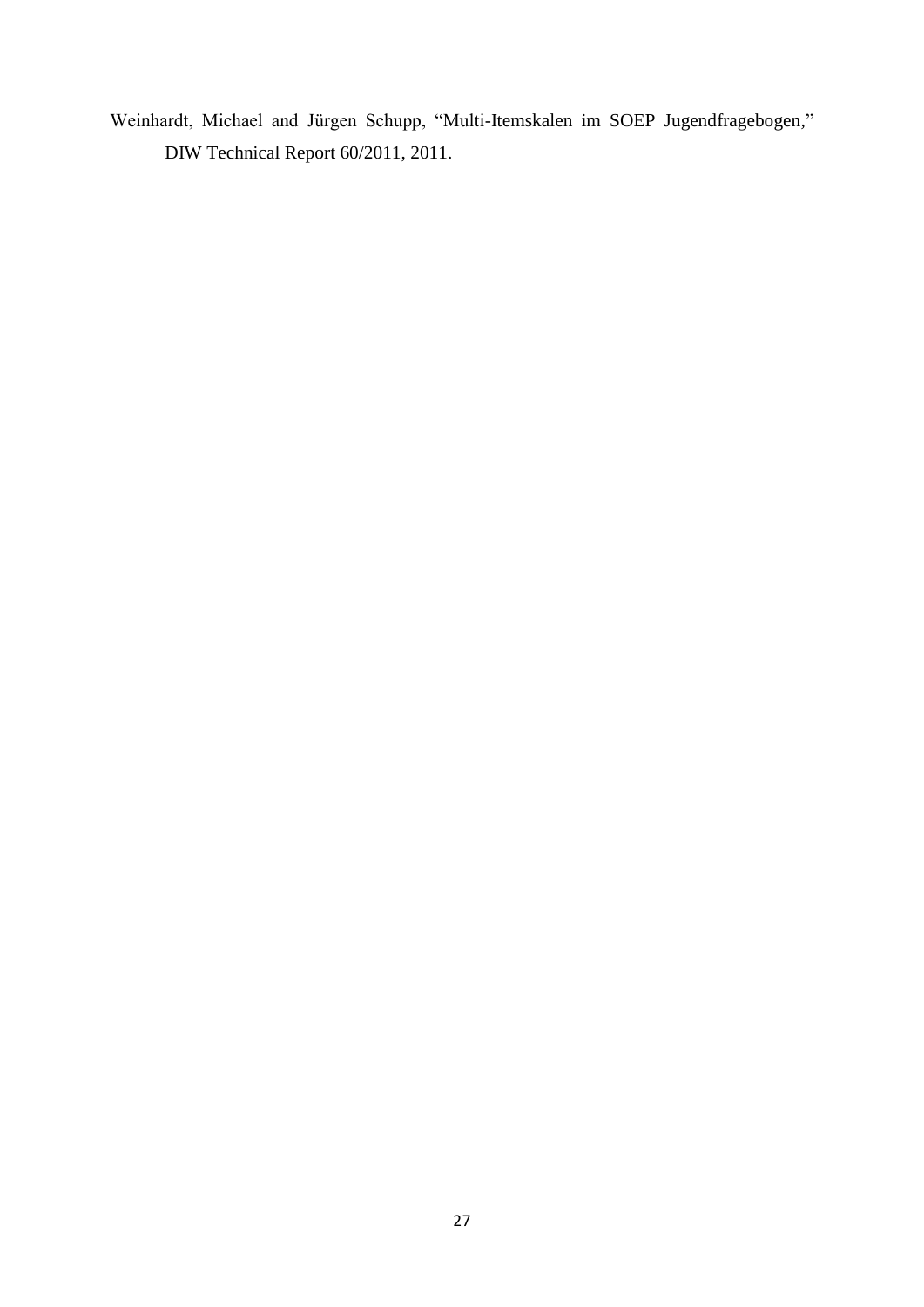Weinhardt, Michael and Jürgen Schupp, "Multi-Itemskalen im SOEP Jugendfragebogen," DIW Technical Report 60/2011, 2011.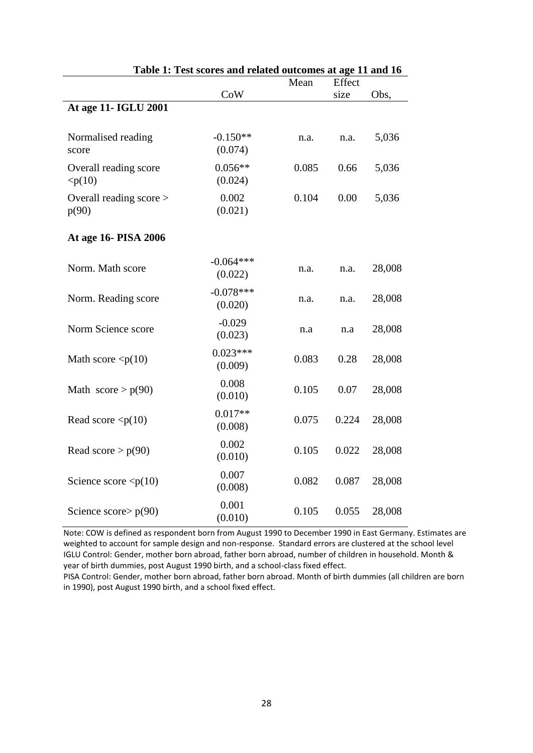**Table 1: Test scores and related outcomes at age 11 and 16**

| | CoW | Mean | Effect size | Obs, |
|---|---|---|---|---|
| **At age 11- IGLU 2001** | | | | |
| Normalised reading score | -0.150**<br>(0.074) | n.a. | n.a. | 5,036 |
| Overall reading score <p(10) | 0.056**<br>(0.024) | 0.085 | 0.66 | 5,036 |
| Overall reading score > p(90) | 0.002<br>(0.021) | 0.104 | 0.00 | 5,036 |
| **At age 16- PISA 2006** | | | | |
| Norm. Math score | -0.064***<br>(0.022) | n.a. | n.a. | 28,008 |
| Norm. Reading score | -0.078***<br>(0.020) | n.a. | n.a. | 28,008 |
| Norm Science score | -0.029<br>(0.023) | n.a | n.a | 28,008 |
| Math score <p(10) | 0.023***<br>(0.009) | 0.083 | 0.28 | 28,008 |
| Math score > p(90) | 0.008<br>(0.010) | 0.105 | 0.07 | 28,008 |
| Read score <p(10) | 0.017**<br>(0.008) | 0.075 | 0.224 | 28,008 |
| Read score > p(90) | 0.002<br>(0.010) | 0.105 | 0.022 | 28,008 |
| Science score <p(10) | 0.007<br>(0.008) | 0.082 | 0.087 | 28,008 |
| Science score> p(90) | 0.001<br>(0.010) | 0.105 | 0.055 | 28,008 |

Note: COW is defined as respondent born from August 1990 to December 1990 in East Germany. Estimates are weighted to account for sample design and non-response. Standard errors are clustered at the school level IGLU Control: Gender, mother born abroad, father born abroad, number of children in household. Month & year of birth dummies, post August 1990 birth, and a school-class fixed effect.
PISA Control: Gender, mother born abroad, father born abroad. Month of birth dummies (all children are born in 1990), post August 1990 birth, and a school fixed effect.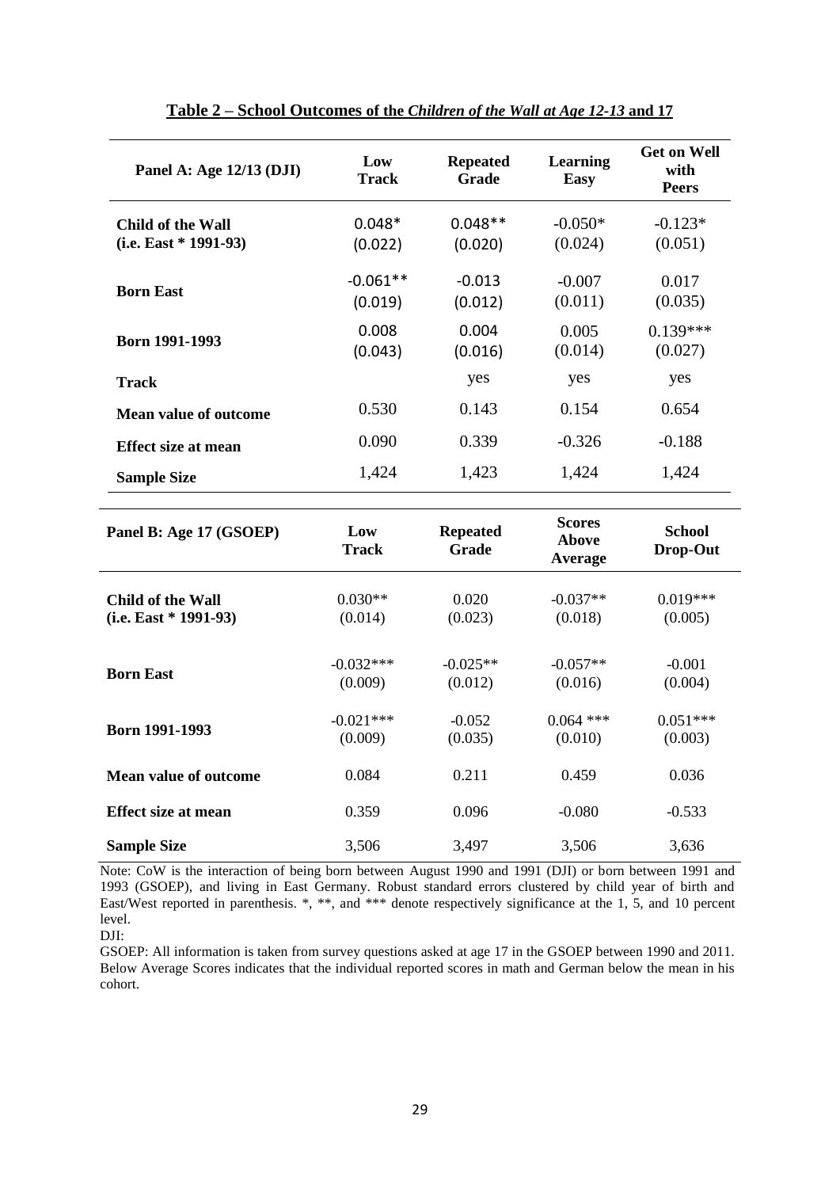**Table 2 – School Outcomes of the *Children of the Wall at Age 12-13* and 17**

| Panel A: Age 12/13 (DJI) | Low Track | Repeated Grade | Learning Easy | Get on Well with Peers |
|---|---|---|---|---|
| **Child of the Wall (i.e. East * 1991-93)** | 0.048* (0.022) | 0.048** (0.020) | -0.050* (0.024) | -0.123* (0.051) |
| **Born East** | -0.061** (0.019) | -0.013 (0.012) | -0.007 (0.011) | 0.017 (0.035) |
| **Born 1991-1993** | 0.008 (0.043) | 0.004 (0.016) | 0.005 (0.014) | 0.139*** (0.027) |
| **Track** | | yes | yes | yes |
| **Mean value of outcome** | 0.530 | 0.143 | 0.154 | 0.654 |
| **Effect size at mean** | 0.090 | 0.339 | -0.326 | -0.188 |
| **Sample Size** | 1,424 | 1,423 | 1,424 | 1,424 |

| Panel B: Age 17 (GSOEP) | Low Track | Repeated Grade | Scores Above Average | School Drop-Out |
|---|---|---|---|---|
| **Child of the Wall (i.e. East * 1991-93)** | 0.030** (0.014) | 0.020 (0.023) | -0.037** (0.018) | 0.019*** (0.005) |
| **Born East** | -0.032*** (0.009) | -0.025** (0.012) | -0.057** (0.016) | -0.001 (0.004) |
| **Born 1991-1993** | -0.021*** (0.009) | -0.052 (0.035) | 0.064 *** (0.010) | 0.051*** (0.003) |
| **Mean value of outcome** | 0.084 | 0.211 | 0.459 | 0.036 |
| **Effect size at mean** | 0.359 | 0.096 | -0.080 | -0.533 |
| **Sample Size** | 3,506 | 3,497 | 3,506 | 3,636 |

Note: CoW is the interaction of being born between August 1990 and 1991 (DJI) or born between 1991 and 1993 (GSOEP), and living in East Germany. Robust standard errors clustered by child year of birth and East/West reported in parenthesis. *, **, and *** denote respectively significance at the 1, 5, and 10 percent level.

DJI:

GSOEP: All information is taken from survey questions asked at age 17 in the GSOEP between 1990 and 2011. Below Average Scores indicates that the individual reported scores in math and German below the mean in his cohort.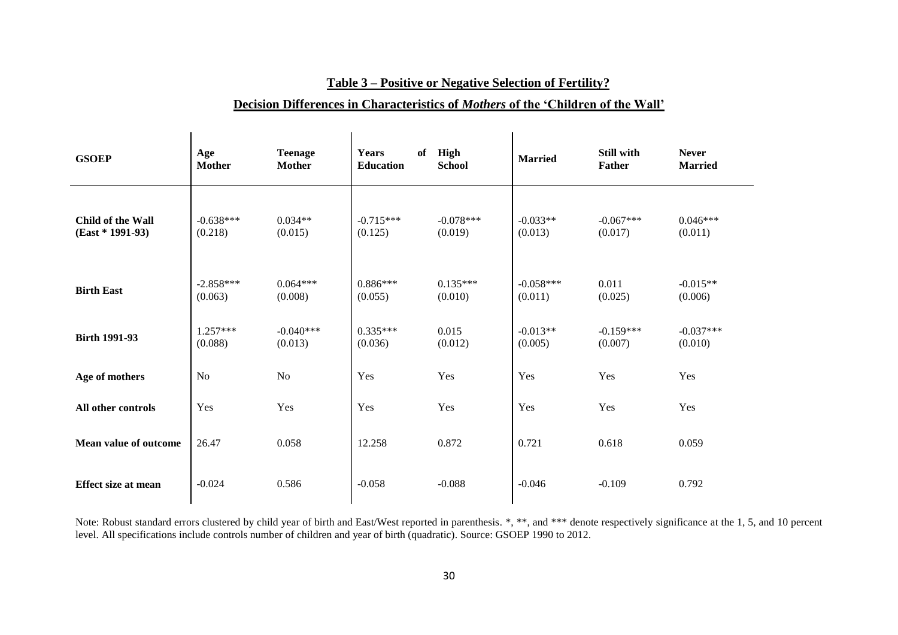**Table 3 – Positive or Negative Selection of Fertility?**

**Decision Differences in Characteristics of *Mothers* of the 'Children of the Wall'**

| GSOEP | Age Mother | Teenage Mother | Years of Education | High School | Married | Still with Father | Never Married |
|---|---|---|---|---|---|---|---|
| **Child of the Wall (East * 1991-93)** | -0.638*** (0.218) | 0.034** (0.015) | -0.715*** (0.125) | -0.078*** (0.019) | -0.033** (0.013) | -0.067*** (0.017) | 0.046*** (0.011) |
| **Birth East** | -2.858*** (0.063) | 0.064*** (0.008) | 0.886*** (0.055) | 0.135*** (0.010) | -0.058*** (0.011) | 0.011 (0.025) | -0.015** (0.006) |
| **Birth 1991-93** | 1.257*** (0.088) | -0.040*** (0.013) | 0.335*** (0.036) | 0.015 (0.012) | -0.013** (0.005) | -0.159*** (0.007) | -0.037*** (0.010) |
| **Age of mothers** | No | No | Yes | Yes | Yes | Yes | Yes |
| **All other controls** | Yes | Yes | Yes | Yes | Yes | Yes | Yes |
| **Mean value of outcome** | 26.47 | 0.058 | 12.258 | 0.872 | 0.721 | 0.618 | 0.059 |
| **Effect size at mean** | -0.024 | 0.586 | -0.058 | -0.088 | -0.046 | -0.109 | 0.792 |

Note: Robust standard errors clustered by child year of birth and East/West reported in parenthesis. *, **, and *** denote respectively significance at the 1, 5, and 10 percent level. All specifications include controls number of children and year of birth (quadratic). Source: GSOEP 1990 to 2012.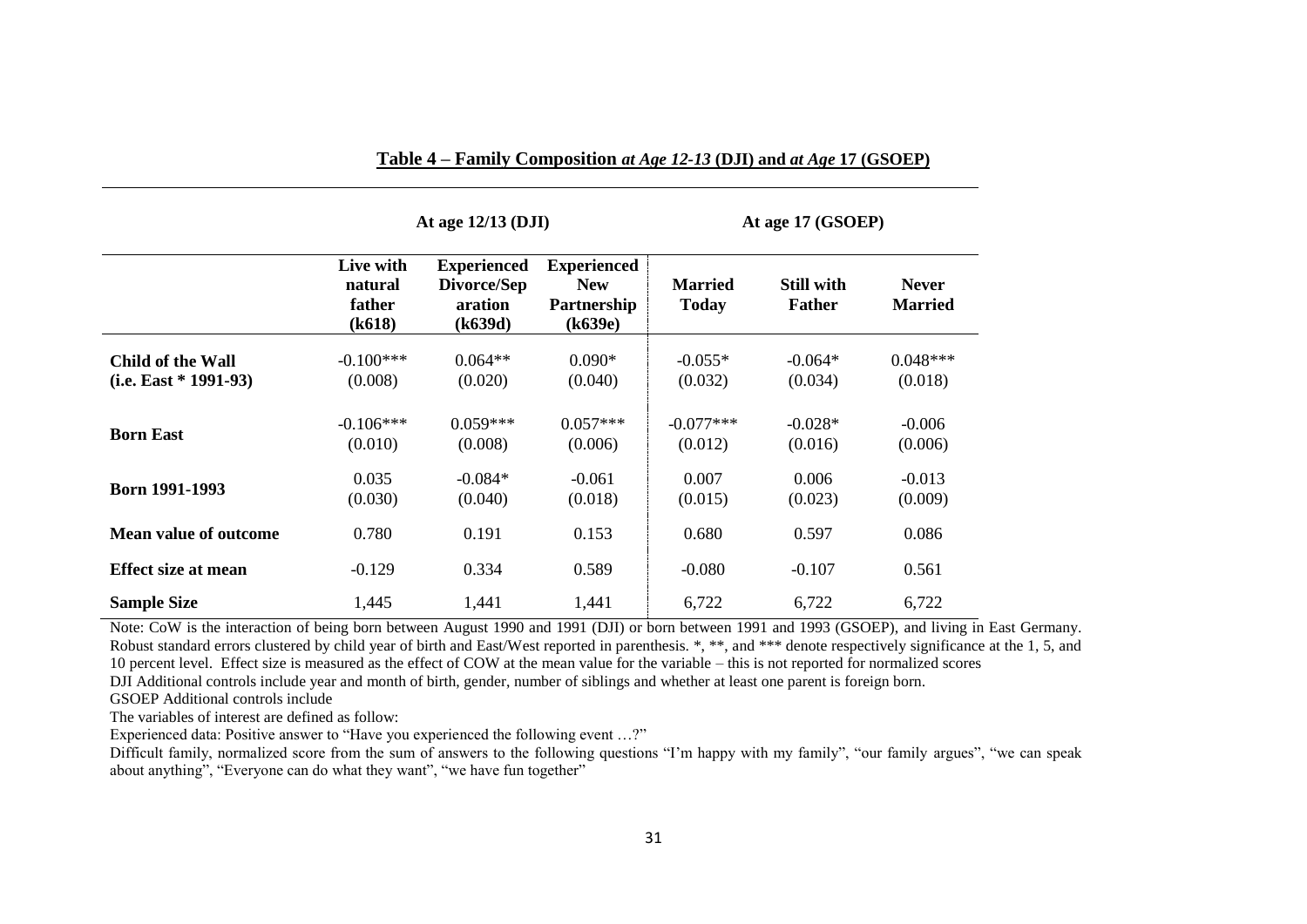**Table 4 – Family Composition *at Age 12-13* (DJI) and *at Age* 17 (GSOEP)**

| | At age 12/13 (DJI) | | | At age 17 (GSOEP) | | |
|---|---|---|---|---|---|---|
| | Live with natural father (k618) | Experienced Divorce/Separation (k639d) | Experienced New Partnership (k639e) | Married Today | Still with Father | Never Married |
| **Child of the Wall (i.e. East * 1991-93)** | -0.100*** (0.008) | 0.064** (0.020) | 0.090* (0.040) | -0.055* (0.032) | -0.064* (0.034) | 0.048*** (0.018) |
| **Born East** | -0.106*** (0.010) | 0.059*** (0.008) | 0.057*** (0.006) | -0.077*** (0.012) | -0.028* (0.016) | -0.006 (0.006) |
| **Born 1991-1993** | 0.035 (0.030) | -0.084* (0.040) | -0.061 (0.018) | 0.007 (0.015) | 0.006 (0.023) | -0.013 (0.009) |
| **Mean value of outcome** | 0.780 | 0.191 | 0.153 | 0.680 | 0.597 | 0.086 |
| **Effect size at mean** | -0.129 | 0.334 | 0.589 | -0.080 | -0.107 | 0.561 |
| **Sample Size** | 1,445 | 1,441 | 1,441 | 6,722 | 6,722 | 6,722 |

Note: CoW is the interaction of being born between August 1990 and 1991 (DJI) or born between 1991 and 1993 (GSOEP), and living in East Germany. Robust standard errors clustered by child year of birth and East/West reported in parenthesis. *, **, and *** denote respectively significance at the 1, 5, and 10 percent level. Effect size is measured as the effect of COW at the mean value for the variable – this is not reported for normalized scores

DJI Additional controls include year and month of birth, gender, number of siblings and whether at least one parent is foreign born.

GSOEP Additional controls include

The variables of interest are defined as follow:

Experienced data: Positive answer to "Have you experienced the following event …?"

Difficult family, normalized score from the sum of answers to the following questions "I'm happy with my family", "our family argues", "we can speak about anything", "Everyone can do what they want", "we have fun together"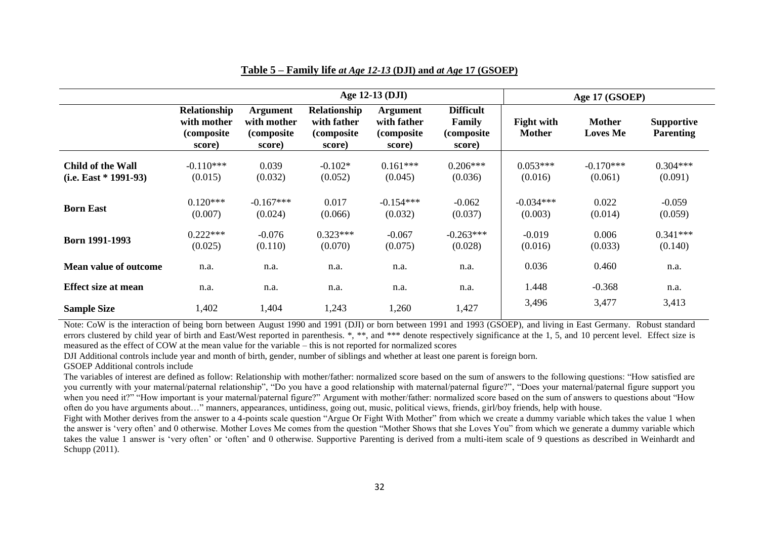**Table 5 – Family life *at Age 12-13* (DJI) and *at Age* 17 (GSOEP)**

| | Age 12-13 (DJI) | | | | | Age 17 (GSOEP) | | |
|---|---|---|---|---|---|---|---|---|
| | **Relationship with mother (composite score)** | **Argument with mother (composite score)** | **Relationship with father (composite score)** | **Argument with father (composite score)** | **Difficult Family (composite score)** | **Fight with Mother** | **Mother Loves Me** | **Supportive Parenting** |
| **Child of the Wall (i.e. East * 1991-93)** | -0.110*** (0.015) | 0.039 (0.032) | -0.102* (0.052) | 0.161*** (0.045) | 0.206*** (0.036) | 0.053*** (0.016) | -0.170*** (0.061) | 0.304*** (0.091) |
| **Born East** | 0.120*** (0.007) | -0.167*** (0.024) | 0.017 (0.066) | -0.154*** (0.032) | -0.062 (0.037) | -0.034*** (0.003) | 0.022 (0.014) | -0.059 (0.059) |
| **Born 1991-1993** | 0.222*** (0.025) | -0.076 (0.110) | 0.323*** (0.070) | -0.067 (0.075) | -0.263*** (0.028) | -0.019 (0.016) | 0.006 (0.033) | 0.341*** (0.140) |
| **Mean value of outcome** | n.a. | n.a. | n.a. | n.a. | n.a. | 0.036 | 0.460 | n.a. |
| **Effect size at mean** | n.a. | n.a. | n.a. | n.a. | n.a. | 1.448 | -0.368 | n.a. |
| **Sample Size** | 1,402 | 1,404 | 1,243 | 1,260 | 1,427 | 3,496 | 3,477 | 3,413 |

Note: CoW is the interaction of being born between August 1990 and 1991 (DJI) or born between 1991 and 1993 (GSOEP), and living in East Germany. Robust standard errors clustered by child year of birth and East/West reported in parenthesis. *, **, and *** denote respectively significance at the 1, 5, and 10 percent level. Effect size is measured as the effect of COW at the mean value for the variable – this is not reported for normalized scores

DJI Additional controls include year and month of birth, gender, number of siblings and whether at least one parent is foreign born.

GSOEP Additional controls include

The variables of interest are defined as follow: Relationship with mother/father: normalized score based on the sum of answers to the following questions: "How satisfied are you currently with your maternal/paternal relationship", "Do you have a good relationship with maternal/paternal figure?", "Does your maternal/paternal figure support you when you need it?" "How important is your maternal/paternal figure?" Argument with mother/father: normalized score based on the sum of answers to questions about "How often do you have arguments about…" manners, appearances, untidiness, going out, music, political views, friends, girl/boy friends, help with house.

Fight with Mother derives from the answer to a 4-points scale question "Argue Or Fight With Mother" from which we create a dummy variable which takes the value 1 when the answer is 'very often' and 0 otherwise. Mother Loves Me comes from the question "Mother Shows that she Loves You" from which we generate a dummy variable which takes the value 1 answer is 'very often' or 'often' and 0 otherwise. Supportive Parenting is derived from a multi-item scale of 9 questions as described in Weinhardt and Schupp (2011).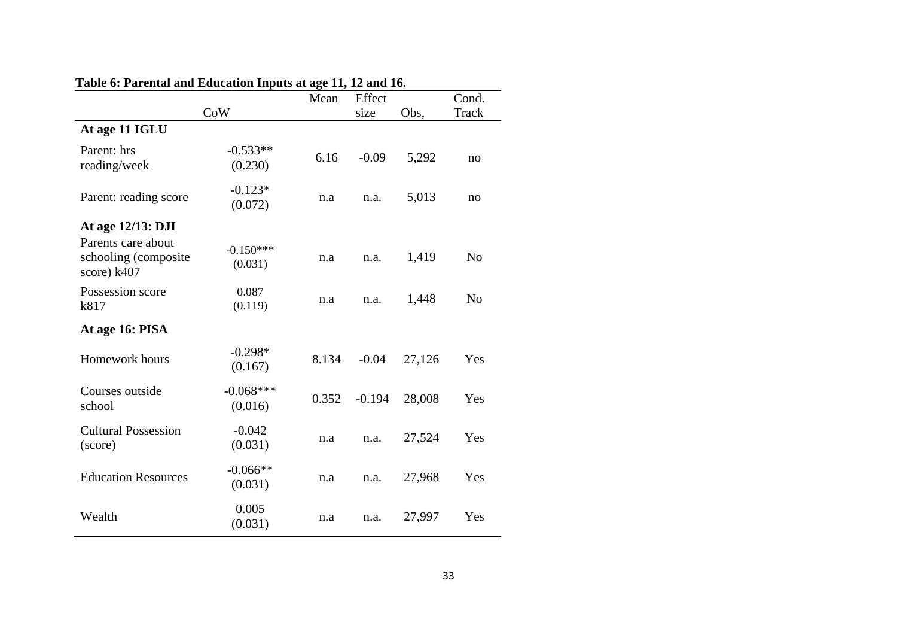**Table 6: Parental and Education Inputs at age 11, 12 and 16.**

| | CoW | Mean | Effect size | Obs, | Cond. Track |
|---|---|---|---|---|---|
| **At age 11 IGLU** | | | | | |
| Parent: hrs reading/week | -0.533** (0.230) | 6.16 | -0.09 | 5,292 | no |
| Parent: reading score | -0.123* (0.072) | n.a | n.a. | 5,013 | no |
| **At age 12/13: DJI** | | | | | |
| Parents care about schooling (composite score) k407 | -0.150*** (0.031) | n.a | n.a. | 1,419 | No |
| Possession score k817 | 0.087 (0.119) | n.a | n.a. | 1,448 | No |
| **At age 16: PISA** | | | | | |
| Homework hours | -0.298* (0.167) | 8.134 | -0.04 | 27,126 | Yes |
| Courses outside school | -0.068*** (0.016) | 0.352 | -0.194 | 28,008 | Yes |
| Cultural Possession (score) | -0.042 (0.031) | n.a | n.a. | 27,524 | Yes |
| Education Resources | -0.066** (0.031) | n.a | n.a. | 27,968 | Yes |
| Wealth | 0.005 (0.031) | n.a | n.a. | 27,997 | Yes |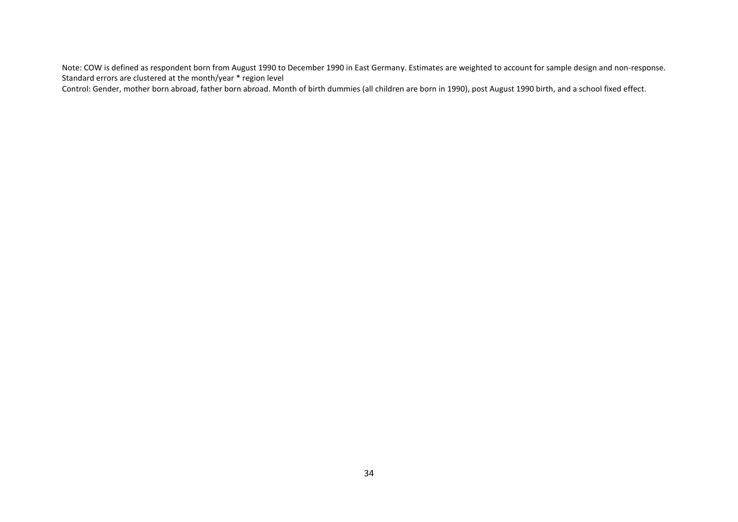Note: COW is defined as respondent born from August 1990 to December 1990 in East Germany. Estimates are weighted to account for sample design and non-response.
Standard errors are clustered at the month/year * region level
Control: Gender, mother born abroad, father born abroad. Month of birth dummies (all children are born in 1990), post August 1990 birth, and a school fixed effect.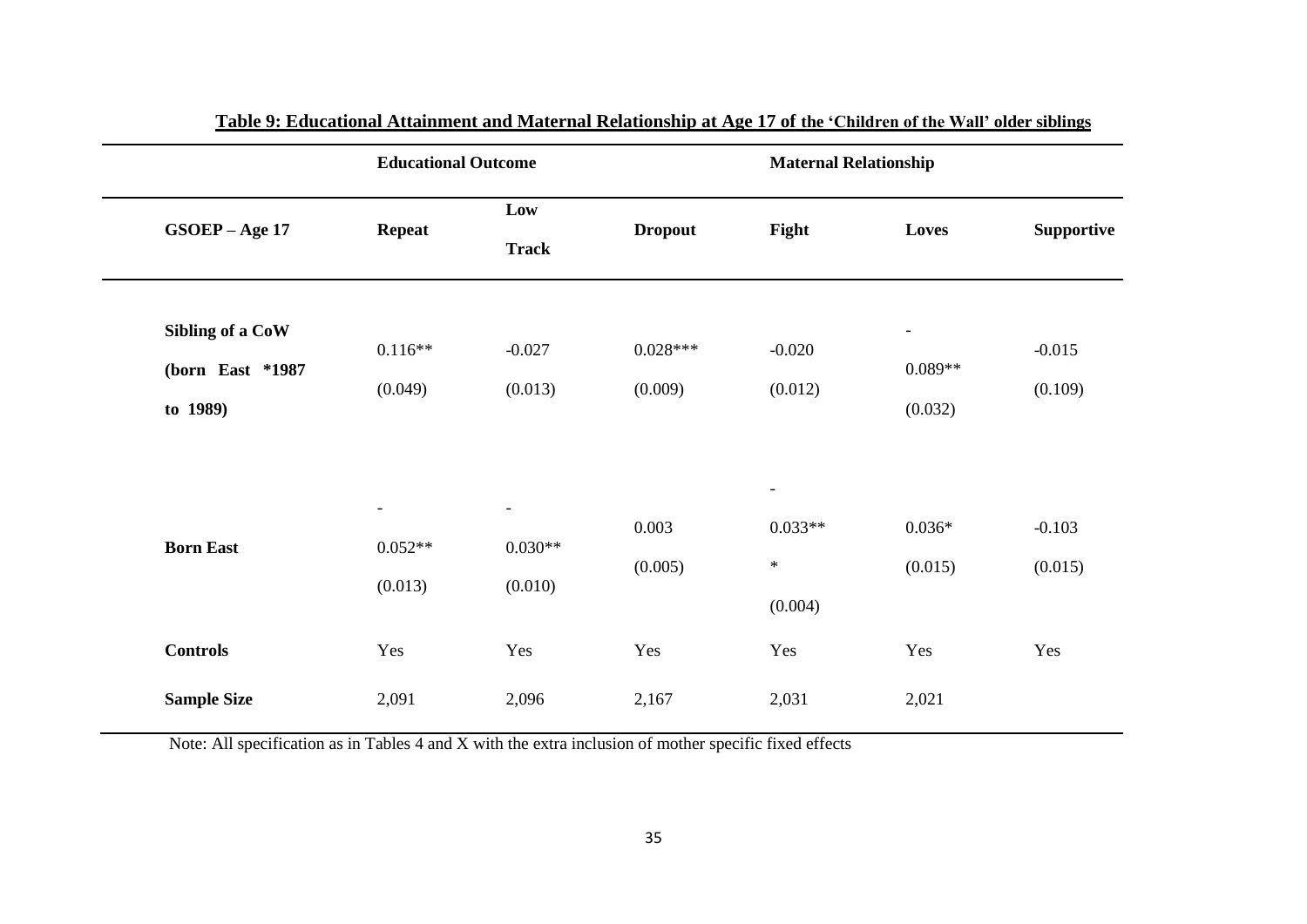**Table 9: Educational Attainment and Maternal Relationship at Age 17 of the 'Children of the Wall' older siblings**

| | Educational Outcome | | | Maternal Relationship | | |
|---|---|---|---|---|---|---|
| GSOEP – Age 17 | Repeat | Low Track | Dropout | Fight | Loves | Supportive |
| Sibling of a CoW (born East *1987 to 1989) | 0.116** (0.049) | -0.027 (0.013) | 0.028*** (0.009) | -0.020 (0.012) | -0.089** (0.032) | -0.015 (0.109) |
| Born East | -0.052** (0.013) | -0.030** (0.010) | 0.003 (0.005) | -0.033*** (0.004) | 0.036* (0.015) | -0.103 (0.015) |
| Controls | Yes | Yes | Yes | Yes | Yes | Yes |
| Sample Size | 2,091 | 2,096 | 2,167 | 2,031 | 2,021 | |

Note: All specification as in Tables 4 and X with the extra inclusion of mother specific fixed effects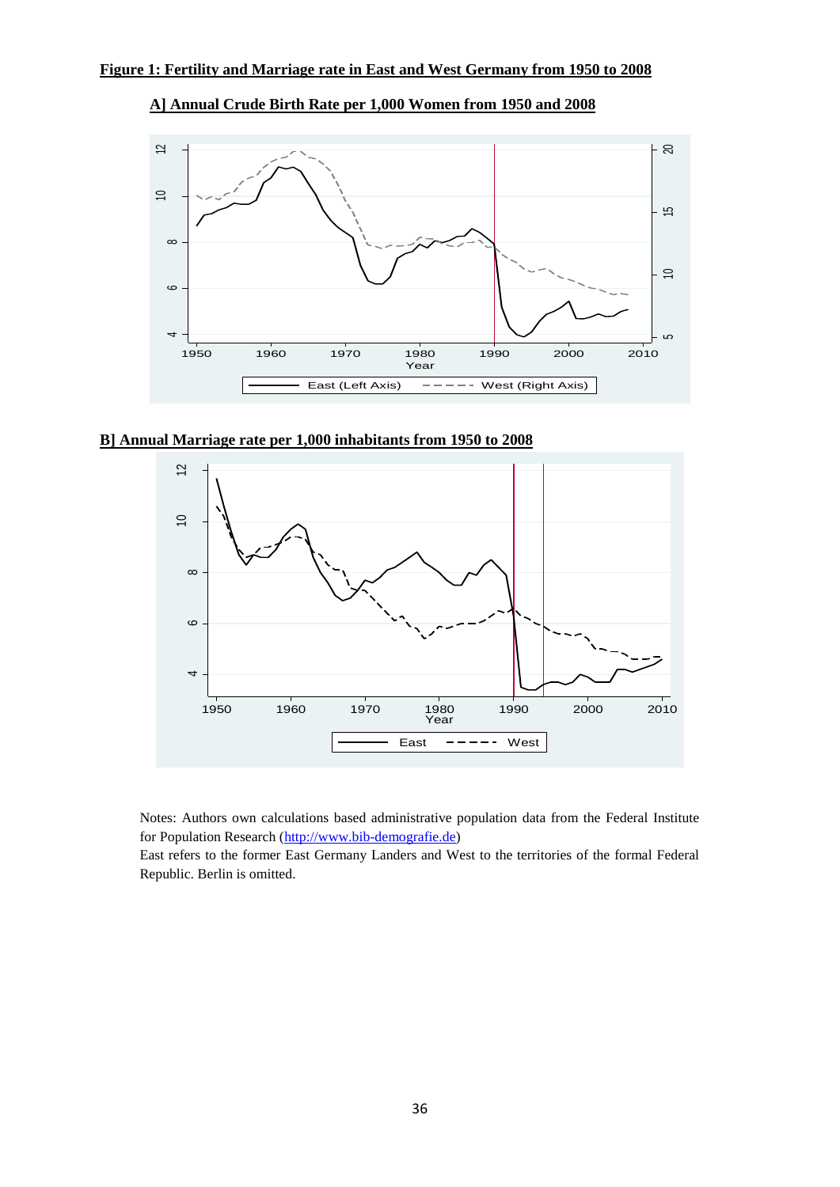**Figure 1: Fertility and Marriage rate in East and West Germany from 1950 to 2008**

**A] Annual Crude Birth Rate per 1,000 Women from 1950 and 2008**

**B] Annual Marriage rate per 1,000 inhabitants from 1950 to 2008**

Notes: Authors own calculations based administrative population data from the Federal Institute for Population Research (http://www.bib-demografie.de)

East refers to the former East Germany Landers and West to the territories of the formal Federal Republic. Berlin is omitted.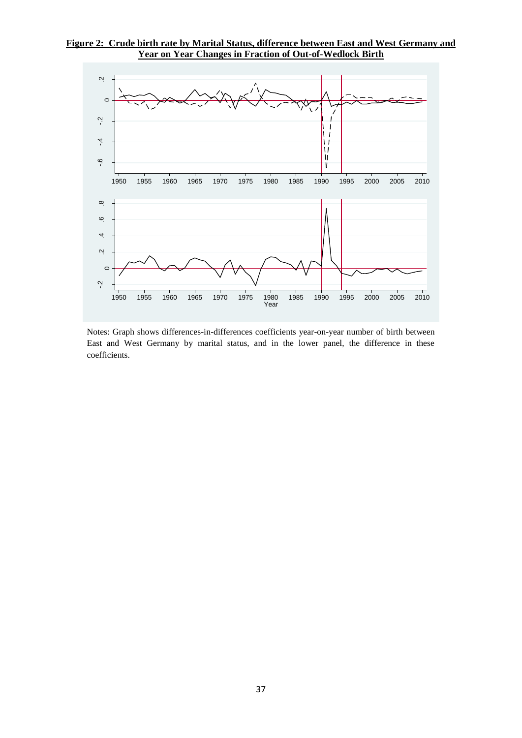**Figure 2: Crude birth rate by Marital Status, difference between East and West Germany and Year on Year Changes in Fraction of Out-of-Wedlock Birth**

Notes: Graph shows differences-in-differences coefficients year-on-year number of birth between East and West Germany by marital status, and in the lower panel, the difference in these coefficients.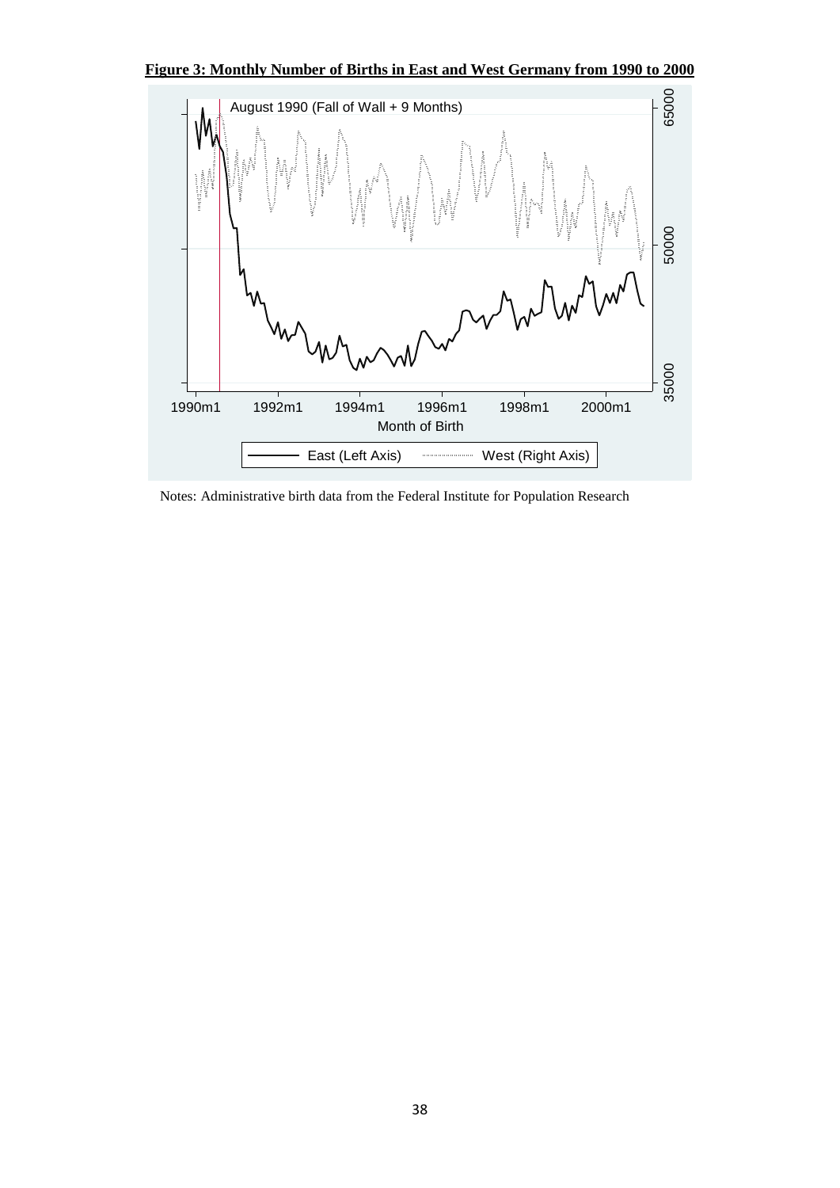**Figure 3: Monthly Number of Births in East and West Germany from 1990 to 2000**

Notes: Administrative birth data from the Federal Institute for Population Research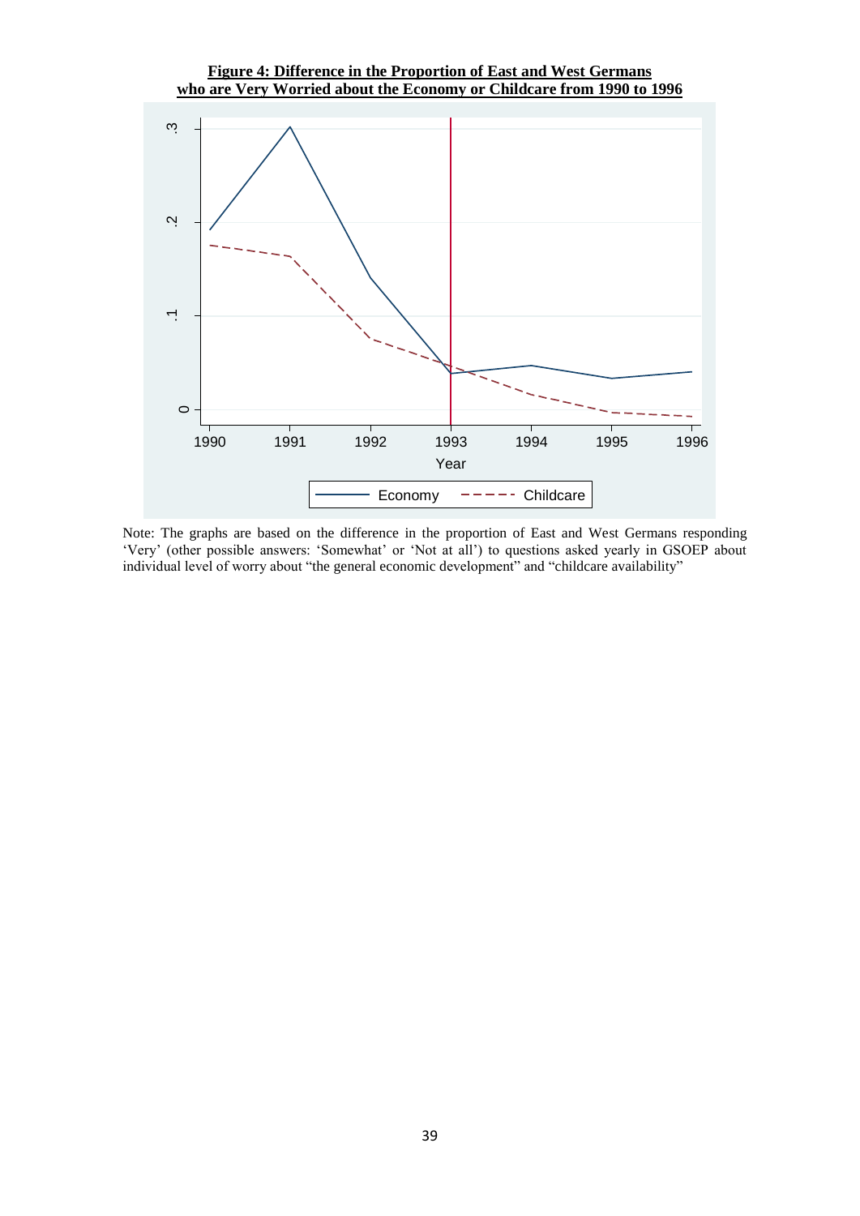**Figure 4: Difference in the Proportion of East and West Germans who are Very Worried about the Economy or Childcare from 1990 to 1996**

Note: The graphs are based on the difference in the proportion of East and West Germans responding 'Very' (other possible answers: 'Somewhat' or 'Not at all') to questions asked yearly in GSOEP about individual level of worry about "the general economic development" and "childcare availability"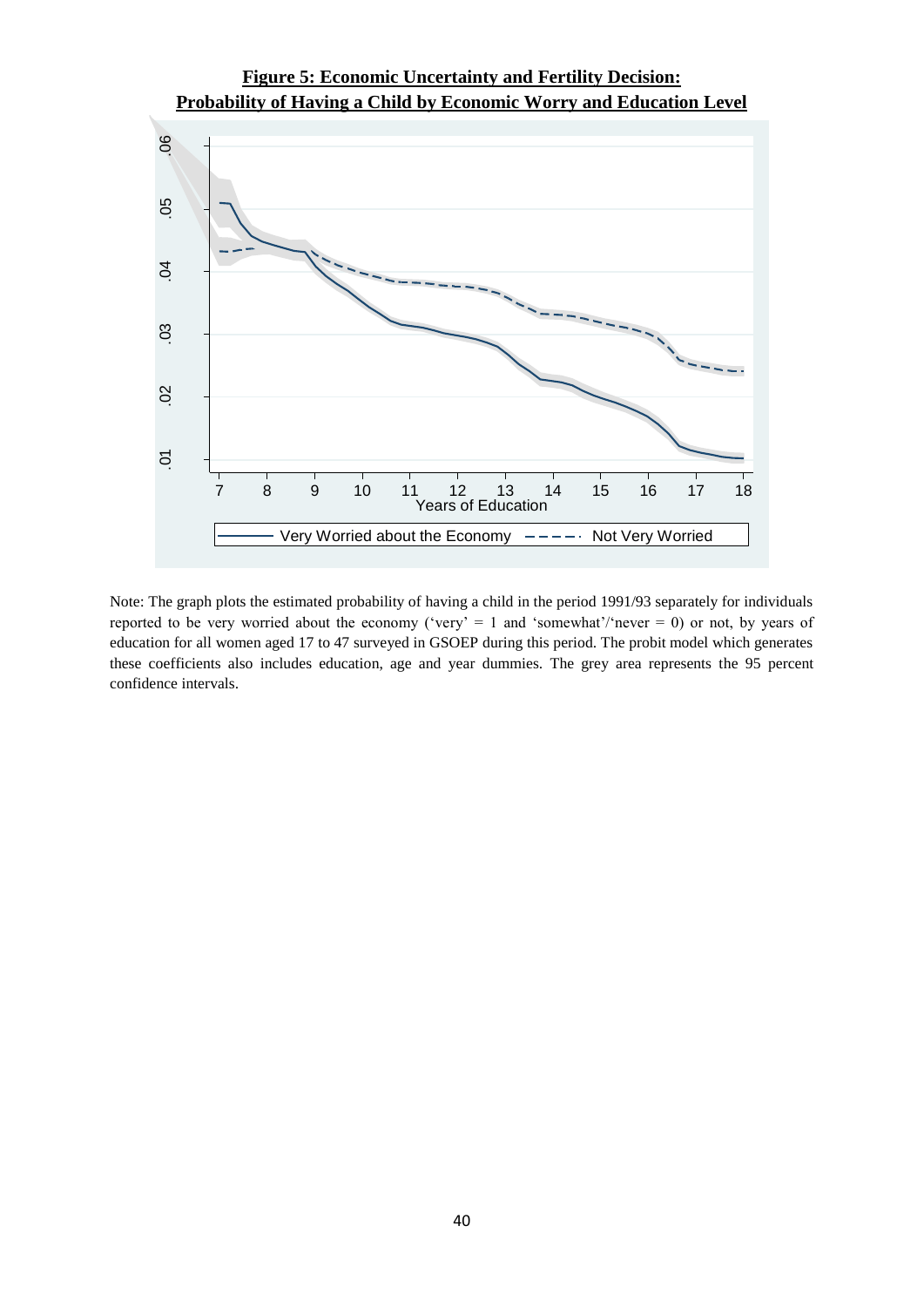**Figure 5: Economic Uncertainty and Fertility Decision:**
**Probability of Having a Child by Economic Worry and Education Level**

.06
.05
.04
.03
.02
.01

7 8 9 10 11 12 13 14 15 16 17 18
Years of Education

Very Worried about the Economy
Not Very Worried

Note: The graph plots the estimated probability of having a child in the period 1991/93 separately for individuals reported to be very worried about the economy ('very' = 1 and 'somewhat'/'never = 0) or not, by years of education for all women aged 17 to 47 surveyed in GSOEP during this period. The probit model which generates these coefficients also includes education, age and year dummies. The grey area represents the 95 percent confidence intervals.